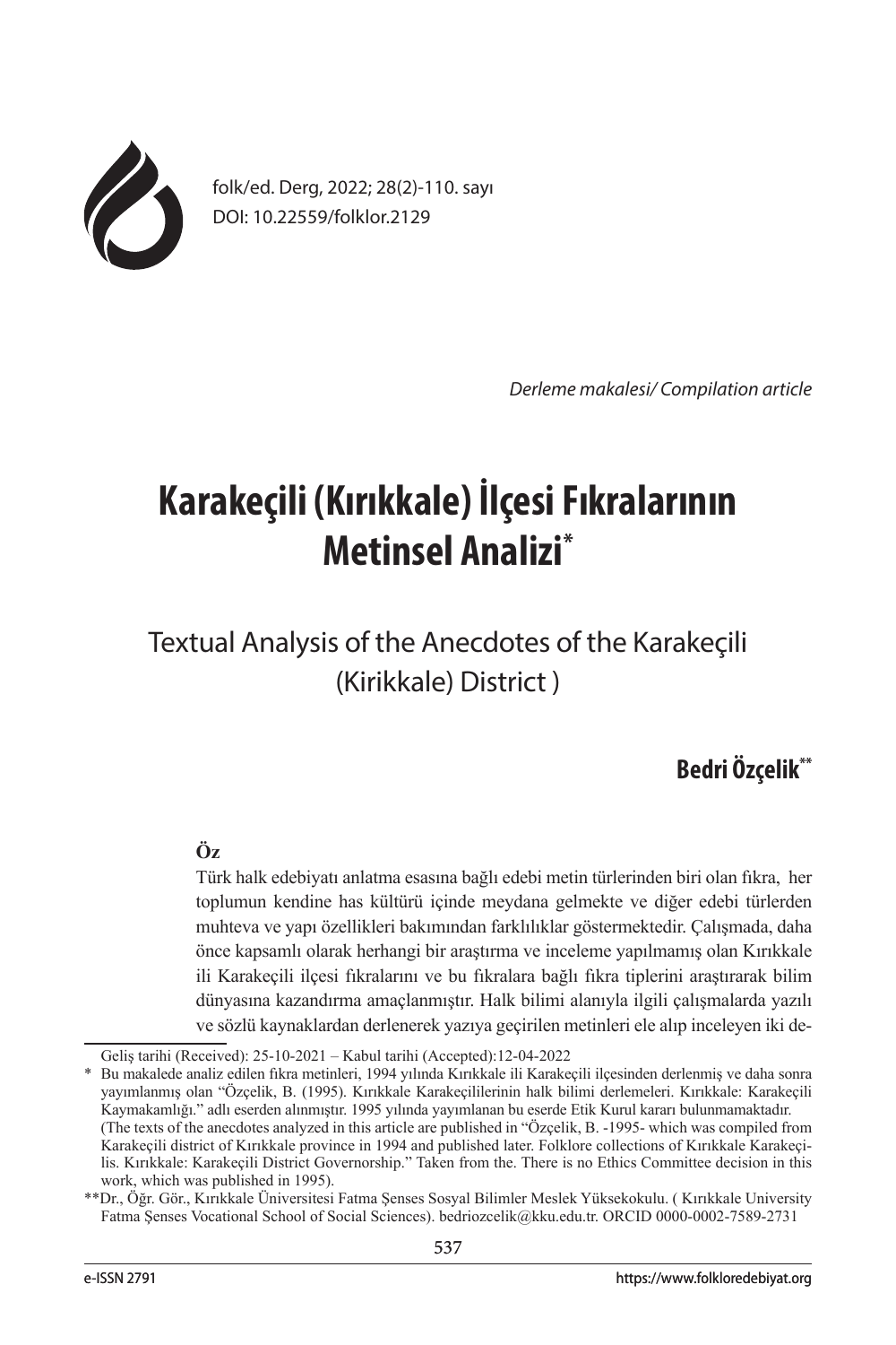folk/ed. Derg, 2022; 28(2)-110. sayı
DOI: 10.22559/folklor.2129

*Derleme makalesi/ Compilation article*

# Karakeçili (Kırıkkale) İlçesi Fıkralarının Metinsel Analizi*

## Textual Analysis of the Anecdotes of the Karakeçili (Kirikkale) District )

**Bedri Özçelik****

**Öz**

Türk halk edebiyatı anlatma esasına bağlı edebi metin türlerinden biri olan fıkra, her toplumun kendine has kültürü içinde meydana gelmekte ve diğer edebi türlerden muhteva ve yapı özellikleri bakımından farklılıklar göstermektedir. Çalışmada, daha önce kapsamlı olarak herhangi bir araştırma ve inceleme yapılmamış olan Kırıkkale ili Karakeçili ilçesi fıkralarını ve bu fıkralara bağlı fıkra tiplerini araştırarak bilim dünyasına kazandırma amaçlanmıştır. Halk bilimi alanıyla ilgili çalışmalarda yazılı ve sözlü kaynaklardan derlenerek yazıya geçirilen metinleri ele alıp inceleyen iki de-

---

Geliş tarihi (Received): 25-10-2021 – Kabul tarihi (Accepted):12-04-2022

\* Bu makalede analiz edilen fıkra metinleri, 1994 yılında Kırıkkale ili Karakeçili ilçesinden derlenmiş ve daha sonra yayımlanmış olan "Özçelik, B. (1995). Kırıkkale Karakeçililerinin halk bilimi derlemeleri. Kırıkkale: Karakeçili Kaymakamlığı." adlı eserden alınmıştır. 1995 yılında yayımlanan bu eserde Etik Kurul kararı bulunmamaktadır. (The texts of the anecdotes analyzed in this article are published in "Özçelik, B. -1995- which was compiled from Karakeçili district of Kırıkkale province in 1994 and published later. Folklore collections of Kırıkkale Karakeçilis. Kırıkkale: Karakeçili District Governorship." Taken from the. There is no Ethics Committee decision in this work, which was published in 1995).

\*\*Dr., Öğr. Gör., Kırıkkale Üniversitesi Fatma Şenses Sosyal Bilimler Meslek Yüksekokulu. ( Kırıkkale University Fatma Şenses Vocational School of Social Sciences). bedriozcelik@kku.edu.tr. ORCID 0000-0002-7589-2731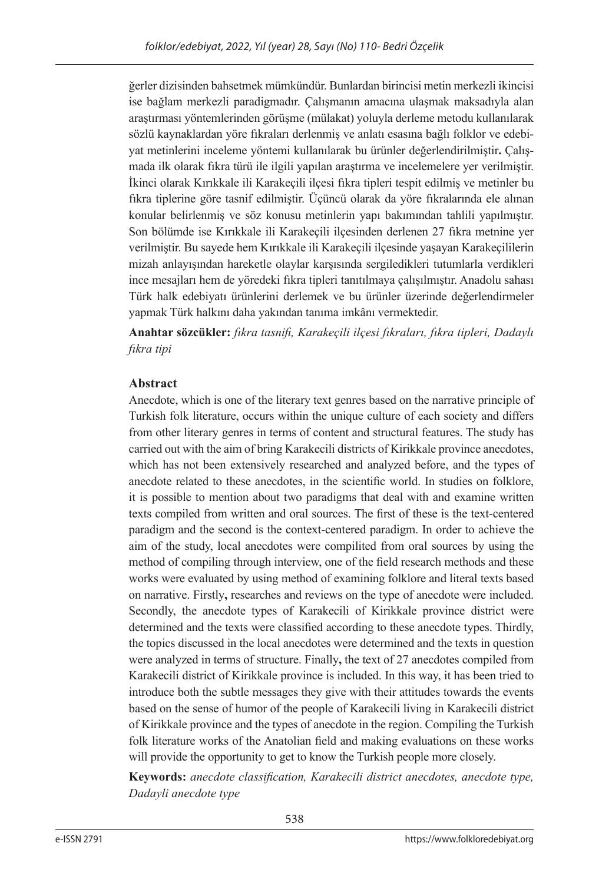ğerler dizisinden bahsetmek mümkündür. Bunlardan birincisi metin merkezli ikincisi ise bağlam merkezli paradigmadır. Çalışmanın amacına ulaşmak maksadıyla alan araştırması yöntemlerinden görüşme (mülakat) yoluyla derleme metodu kullanılarak sözlü kaynaklardan yöre fıkraları derlenmiş ve anlatı esasına bağlı folklor ve edebiyat metinlerini inceleme yöntemi kullanılarak bu ürünler değerlendirilmiştir**.** Çalışmada ilk olarak fıkra türü ile ilgili yapılan araştırma ve incelemelere yer verilmiştir. İkinci olarak Kırıkkale ili Karakeçili ilçesi fıkra tipleri tespit edilmiş ve metinler bu fıkra tiplerine göre tasnif edilmiştir. Üçüncü olarak da yöre fıkralarında ele alınan konular belirlenmiş ve söz konusu metinlerin yapı bakımından tahlili yapılmıştır. Son bölümde ise Kırıkkale ili Karakeçili ilçesinden derlenen 27 fıkra metnine yer verilmiştir. Bu sayede hem Kırıkkale ili Karakeçili ilçesinde yaşayan Karakeçililerin mizah anlayışından hareketle olaylar karşısında sergiledikleri tutumlarla verdikleri ince mesajları hem de yöredeki fıkra tipleri tanıtılmaya çalışılmıştır. Anadolu sahası Türk halk edebiyatı ürünlerini derlemek ve bu ürünler üzerinde değerlendirmeler yapmak Türk halkını daha yakından tanıma imkânı vermektedir.

**Anahtar sözcükler:** *fıkra tasnifi, Karakeçili ilçesi fıkraları, fıkra tipleri, Dadaylı fıkra tipi*

## Abstract

Anecdote, which is one of the literary text genres based on the narrative principle of Turkish folk literature, occurs within the unique culture of each society and differs from other literary genres in terms of content and structural features. The study has carried out with the aim of bring Karakecili districts of Kirikkale province anecdotes, which has not been extensively researched and analyzed before, and the types of anecdote related to these anecdotes, in the scientific world. In studies on folklore, it is possible to mention about two paradigms that deal with and examine written texts compiled from written and oral sources. The first of these is the text-centered paradigm and the second is the context-centered paradigm. In order to achieve the aim of the study, local anecdotes were compilited from oral sources by using the method of compiling through interview, one of the field research methods and these works were evaluated by using method of examining folklore and literal texts based on narrative. Firstly**,** researches and reviews on the type of anecdote were included. Secondly, the anecdote types of Karakecili of Kirikkale province district were determined and the texts were classified according to these anecdote types. Thirdly, the topics discussed in the local anecdotes were determined and the texts in question were analyzed in terms of structure. Finally**,** the text of 27 anecdotes compiled from Karakecili district of Kirikkale province is included. In this way, it has been tried to introduce both the subtle messages they give with their attitudes towards the events based on the sense of humor of the people of Karakecili living in Karakecili district of Kirikkale province and the types of anecdote in the region. Compiling the Turkish folk literature works of the Anatolian field and making evaluations on these works will provide the opportunity to get to know the Turkish people more closely.

**Keywords:** *anecdote classification, Karakecili district anecdotes, anecdote type, Dadayli anecdote type*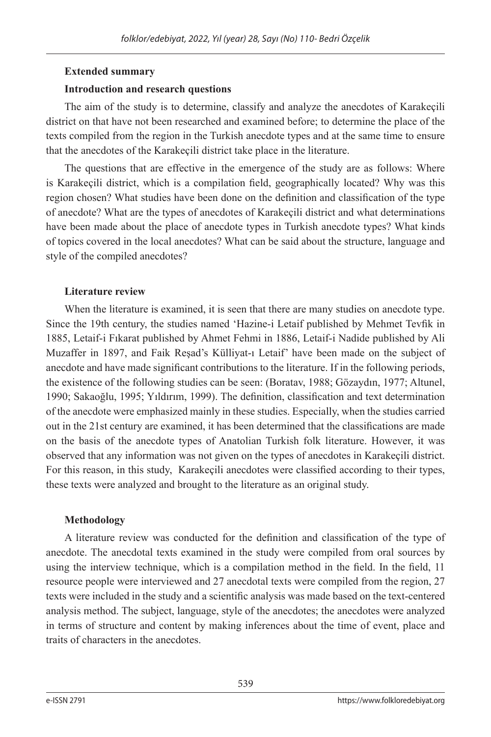**Extended summary**

**Introduction and research questions**

The aim of the study is to determine, classify and analyze the anecdotes of Karakeçili district on that have not been researched and examined before; to determine the place of the texts compiled from the region in the Turkish anecdote types and at the same time to ensure that the anecdotes of the Karakeçili district take place in the literature.

The questions that are effective in the emergence of the study are as follows: Where is Karakeçili district, which is a compilation field, geographically located? Why was this region chosen? What studies have been done on the definition and classification of the type of anecdote? What are the types of anecdotes of Karakeçili district and what determinations have been made about the place of anecdote types in Turkish anecdote types? What kinds of topics covered in the local anecdotes? What can be said about the structure, language and style of the compiled anecdotes?

**Literature review**

When the literature is examined, it is seen that there are many studies on anecdote type. Since the 19th century, the studies named 'Hazine-i Letaif published by Mehmet Tevfik in 1885, Letaif-i Fıkarat published by Ahmet Fehmi in 1886, Letaif-i Nadide published by Ali Muzaffer in 1897, and Faik Reşad's Külliyat-ı Letaif' have been made on the subject of anecdote and have made significant contributions to the literature. If in the following periods, the existence of the following studies can be seen: (Boratav, 1988; Gözaydın, 1977; Altunel, 1990; Sakaoğlu, 1995; Yıldırım, 1999). The definition, classification and text determination of the anecdote were emphasized mainly in these studies. Especially, when the studies carried out in the 21st century are examined, it has been determined that the classifications are made on the basis of the anecdote types of Anatolian Turkish folk literature. However, it was observed that any information was not given on the types of anecdotes in Karakeçili district. For this reason, in this study, Karakeçili anecdotes were classified according to their types, these texts were analyzed and brought to the literature as an original study.

**Methodology**

A literature review was conducted for the definition and classification of the type of anecdote. The anecdotal texts examined in the study were compiled from oral sources by using the interview technique, which is a compilation method in the field. In the field, 11 resource people were interviewed and 27 anecdotal texts were compiled from the region, 27 texts were included in the study and a scientific analysis was made based on the text-centered analysis method. The subject, language, style of the anecdotes; the anecdotes were analyzed in terms of structure and content by making inferences about the time of event, place and traits of characters in the anecdotes.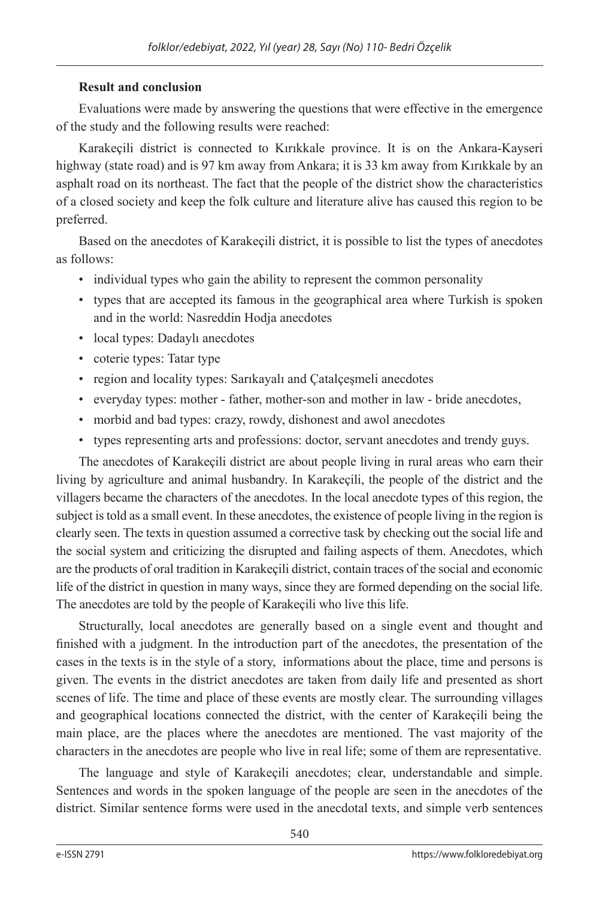**Result and conclusion**

Evaluations were made by answering the questions that were effective in the emergence of the study and the following results were reached:

Karakeçili district is connected to Kırıkkale province. It is on the Ankara-Kayseri highway (state road) and is 97 km away from Ankara; it is 33 km away from Kırıkkale by an asphalt road on its northeast. The fact that the people of the district show the characteristics of a closed society and keep the folk culture and literature alive has caused this region to be preferred.

Based on the anecdotes of Karakeçili district, it is possible to list the types of anecdotes as follows:

- individual types who gain the ability to represent the common personality
- types that are accepted its famous in the geographical area where Turkish is spoken and in the world: Nasreddin Hodja anecdotes
- local types: Dadaylı anecdotes
- coterie types: Tatar type
- region and locality types: Sarıkayalı and Çatalçeşmeli anecdotes
- everyday types: mother - father, mother-son and mother in law - bride anecdotes,
- morbid and bad types: crazy, rowdy, dishonest and awol anecdotes
- types representing arts and professions: doctor, servant anecdotes and trendy guys.

The anecdotes of Karakeçili district are about people living in rural areas who earn their living by agriculture and animal husbandry. In Karakeçili, the people of the district and the villagers became the characters of the anecdotes. In the local anecdote types of this region, the subject is told as a small event. In these anecdotes, the existence of people living in the region is clearly seen. The texts in question assumed a corrective task by checking out the social life and the social system and criticizing the disrupted and failing aspects of them. Anecdotes, which are the products of oral tradition in Karakeçili district, contain traces of the social and economic life of the district in question in many ways, since they are formed depending on the social life. The anecdotes are told by the people of Karakeçili who live this life.

Structurally, local anecdotes are generally based on a single event and thought and finished with a judgment. In the introduction part of the anecdotes, the presentation of the cases in the texts is in the style of a story, informations about the place, time and persons is given. The events in the district anecdotes are taken from daily life and presented as short scenes of life. The time and place of these events are mostly clear. The surrounding villages and geographical locations connected the district, with the center of Karakeçili being the main place, are the places where the anecdotes are mentioned. The vast majority of the characters in the anecdotes are people who live in real life; some of them are representative.

The language and style of Karakeçili anecdotes; clear, understandable and simple. Sentences and words in the spoken language of the people are seen in the anecdotes of the district. Similar sentence forms were used in the anecdotal texts, and simple verb sentences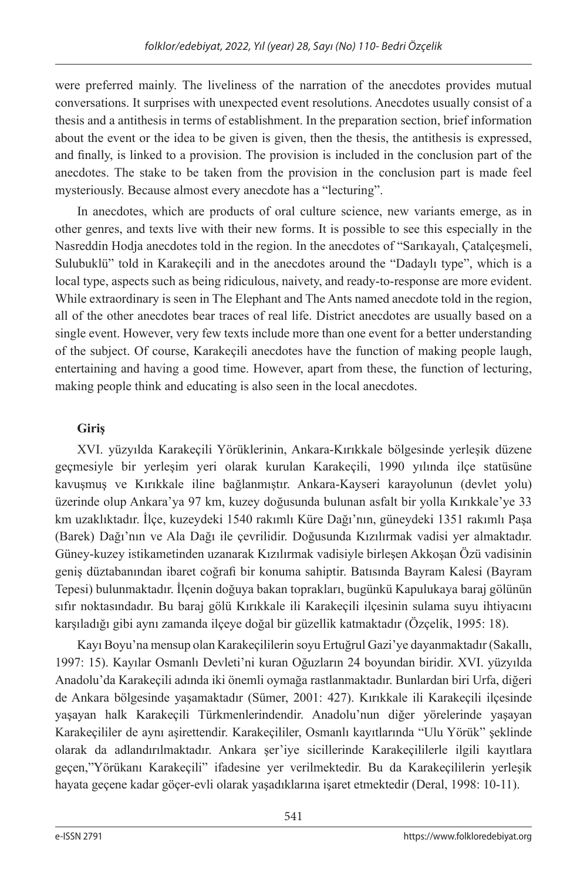were preferred mainly. The liveliness of the narration of the anecdotes provides mutual conversations. It surprises with unexpected event resolutions. Anecdotes usually consist of a thesis and a antithesis in terms of establishment. In the preparation section, brief information about the event or the idea to be given is given, then the thesis, the antithesis is expressed, and finally, is linked to a provision. The provision is included in the conclusion part of the anecdotes. The stake to be taken from the provision in the conclusion part is made feel mysteriously. Because almost every anecdote has a "lecturing".

In anecdotes, which are products of oral culture science, new variants emerge, as in other genres, and texts live with their new forms. It is possible to see this especially in the Nasreddin Hodja anecdotes told in the region. In the anecdotes of "Sarıkayalı, Çatalçeşmeli, Sulubuklü" told in Karakeçili and in the anecdotes around the "Dadaylı type", which is a local type, aspects such as being ridiculous, naivety, and ready-to-response are more evident. While extraordinary is seen in The Elephant and The Ants named anecdote told in the region, all of the other anecdotes bear traces of real life. District anecdotes are usually based on a single event. However, very few texts include more than one event for a better understanding of the subject. Of course, Karakeçili anecdotes have the function of making people laugh, entertaining and having a good time. However, apart from these, the function of lecturing, making people think and educating is also seen in the local anecdotes.

## Giriş

XVI. yüzyılda Karakeçili Yörüklerinin, Ankara-Kırıkkale bölgesinde yerleşik düzene geçmesiyle bir yerleşim yeri olarak kurulan Karakeçili, 1990 yılında ilçe statüsüne kavuşmuş ve Kırıkkale iline bağlanmıştır. Ankara-Kayseri karayolunun (devlet yolu) üzerinde olup Ankara'ya 97 km, kuzey doğusunda bulunan asfalt bir yolla Kırıkkale'ye 33 km uzaklıktadır. İlçe, kuzeydeki 1540 rakımlı Küre Dağı'nın, güneydeki 1351 rakımlı Paşa (Barek) Dağı'nın ve Ala Dağı ile çevrilidir. Doğusunda Kızılırmak vadisi yer almaktadır. Güney-kuzey istikametinden uzanarak Kızılırmak vadisiyle birleşen Akkoşan Özü vadisinin geniş düztabanından ibaret coğrafi bir konuma sahiptir. Batısında Bayram Kalesi (Bayram Tepesi) bulunmaktadır. İlçenin doğuya bakan toprakları, bugünkü Kapulukaya baraj gölünün sıfır noktasındadır. Bu baraj gölü Kırıkkale ili Karakeçili ilçesinin sulama suyu ihtiyacını karşıladığı gibi aynı zamanda ilçeye doğal bir güzellik katmaktadır (Özçelik, 1995: 18).

Kayı Boyu'na mensup olan Karakeçililerin soyu Ertuğrul Gazi'ye dayanmaktadır (Sakallı, 1997: 15). Kayılar Osmanlı Devleti'ni kuran Oğuzların 24 boyundan biridir. XVI. yüzyılda Anadolu'da Karakeçili adında iki önemli oymağa rastlanmaktadır. Bunlardan biri Urfa, diğeri de Ankara bölgesinde yaşamaktadır (Sümer, 2001: 427). Kırıkkale ili Karakeçili ilçesinde yaşayan halk Karakeçili Türkmenlerindendir. Anadolu'nun diğer yörelerinde yaşayan Karakeçililer de aynı aşirettendir. Karakeçililer, Osmanlı kayıtlarında "Ulu Yörük" şeklinde olarak da adlandırılmaktadır. Ankara şer'iye sicillerinde Karakeçililerle ilgili kayıtlara geçen,"Yörükanı Karakeçili" ifadesine yer verilmektedir. Bu da Karakeçililerin yerleşik hayata geçene kadar göçer-evli olarak yaşadıklarına işaret etmektedir (Deral, 1998: 10-11).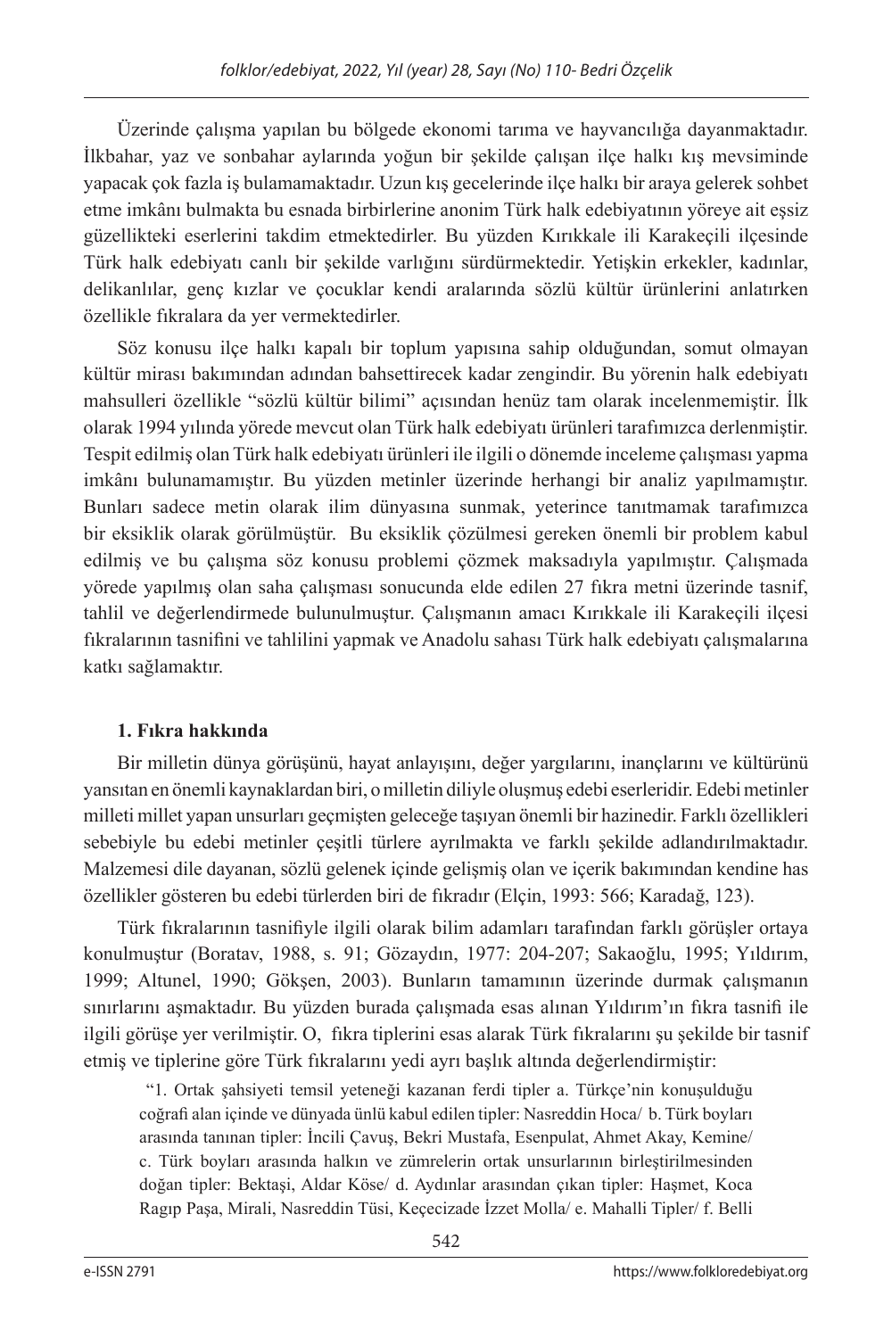Üzerinde çalışma yapılan bu bölgede ekonomi tarıma ve hayvancılığa dayanmaktadır. İlkbahar, yaz ve sonbahar aylarında yoğun bir şekilde çalışan ilçe halkı kış mevsiminde yapacak çok fazla iş bulamamaktadır. Uzun kış gecelerinde ilçe halkı bir araya gelerek sohbet etme imkânı bulmakta bu esnada birbirlerine anonim Türk halk edebiyatının yöreye ait eşsiz güzellikteki eserlerini takdim etmektedirler. Bu yüzden Kırıkkale ili Karakeçili ilçesinde Türk halk edebiyatı canlı bir şekilde varlığını sürdürmektedir. Yetişkin erkekler, kadınlar, delikanlılar, genç kızlar ve çocuklar kendi aralarında sözlü kültür ürünlerini anlatırken özellikle fıkralara da yer vermektedirler.

Söz konusu ilçe halkı kapalı bir toplum yapısına sahip olduğundan, somut olmayan kültür mirası bakımından adından bahsettirecek kadar zengindir. Bu yörenin halk edebiyatı mahsulleri özellikle "sözlü kültür bilimi" açısından henüz tam olarak incelenmemiştir. İlk olarak 1994 yılında yörede mevcut olan Türk halk edebiyatı ürünleri tarafımızca derlenmiştir. Tespit edilmiş olan Türk halk edebiyatı ürünleri ile ilgili o dönemde inceleme çalışması yapma imkânı bulunamamıştır. Bu yüzden metinler üzerinde herhangi bir analiz yapılmamıştır. Bunları sadece metin olarak ilim dünyasına sunmak, yeterince tanıtmamak tarafımızca bir eksiklik olarak görülmüştür. Bu eksiklik çözülmesi gereken önemli bir problem kabul edilmiş ve bu çalışma söz konusu problemi çözmek maksadıyla yapılmıştır. Çalışmada yörede yapılmış olan saha çalışması sonucunda elde edilen 27 fıkra metni üzerinde tasnif, tahlil ve değerlendirmede bulunulmuştur. Çalışmanın amacı Kırıkkale ili Karakeçili ilçesi fıkralarının tasnifini ve tahlilini yapmak ve Anadolu sahası Türk halk edebiyatı çalışmalarına katkı sağlamaktır.

## 1. Fıkra hakkında

Bir milletin dünya görüşünü, hayat anlayışını, değer yargılarını, inançlarını ve kültürünü yansıtan en önemli kaynaklardan biri, o milletin diliyle oluşmuş edebi eserleridir. Edebi metinler milleti millet yapan unsurları geçmişten geleceğe taşıyan önemli bir hazinedir. Farklı özellikleri sebebiyle bu edebi metinler çeşitli türlere ayrılmakta ve farklı şekilde adlandırılmaktadır. Malzemesi dile dayanan, sözlü gelenek içinde gelişmiş olan ve içerik bakımından kendine has özellikler gösteren bu edebi türlerden biri de fıkradır (Elçin, 1993: 566; Karadağ, 123).

Türk fıkralarının tasnifiyle ilgili olarak bilim adamları tarafından farklı görüşler ortaya konulmuştur (Boratav, 1988, s. 91; Gözaydın, 1977: 204-207; Sakaoğlu, 1995; Yıldırım, 1999; Altunel, 1990; Gökşen, 2003). Bunların tamamının üzerinde durmak çalışmanın sınırlarını aşmaktadır. Bu yüzden burada çalışmada esas alınan Yıldırım'ın fıkra tasnifi ile ilgili görüşe yer verilmiştir. O, fıkra tiplerini esas alarak Türk fıkralarını şu şekilde bir tasnif etmiş ve tiplerine göre Türk fıkralarını yedi ayrı başlık altında değerlendirmiştir:

> "1. Ortak şahsiyeti temsil yeteneği kazanan ferdi tipler a. Türkçe'nin konuşulduğu coğrafi alan içinde ve dünyada ünlü kabul edilen tipler: Nasreddin Hoca/ b. Türk boyları arasında tanınan tipler: İncili Çavuş, Bekri Mustafa, Esenpulat, Ahmet Akay, Kemine/ c. Türk boyları arasında halkın ve zümrelerin ortak unsurlarının birleştirilmesinden doğan tipler: Bektaşi, Aldar Köse/ d. Aydınlar arasından çıkan tipler: Haşmet, Koca Ragıp Paşa, Mirali, Nasreddin Tüsi, Keçecizade İzzet Molla/ e. Mahalli Tipler/ f. Belli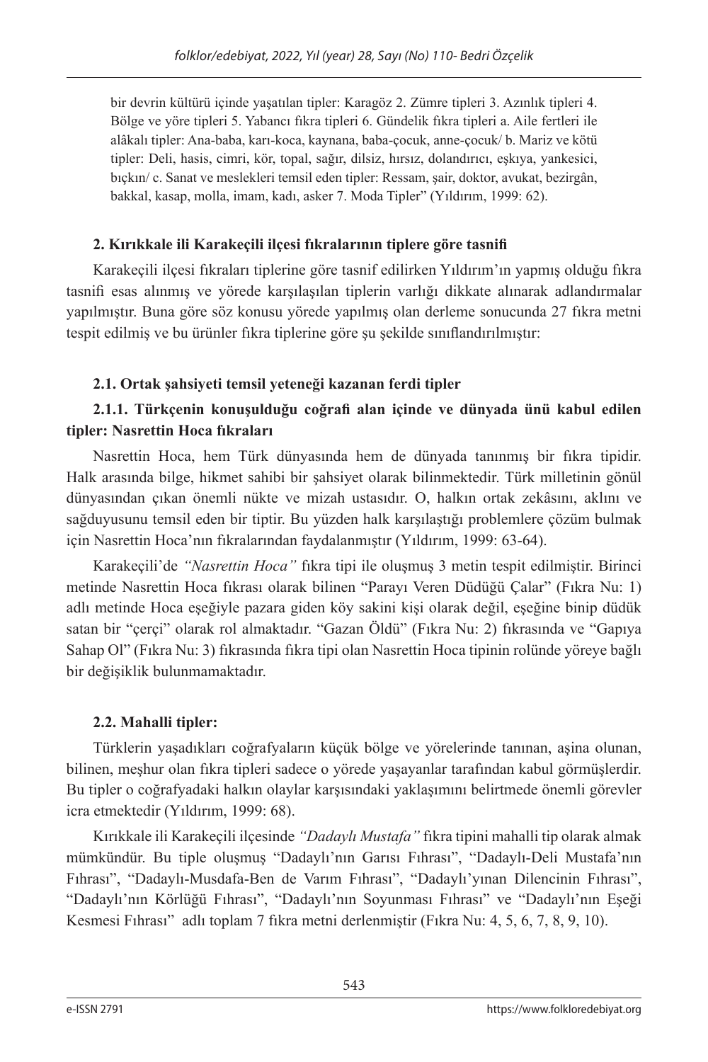bir devrin kültürü içinde yaşatılan tipler: Karagöz 2. Zümre tipleri 3. Azınlık tipleri 4. Bölge ve yöre tipleri 5. Yabancı fıkra tipleri 6. Gündelik fıkra tipleri a. Aile fertleri ile alâkalı tipler: Ana-baba, karı-koca, kaynana, baba-çocuk, anne-çocuk/ b. Mariz ve kötü tipler: Deli, hasis, cimri, kör, topal, sağır, dilsiz, hırsız, dolandırıcı, eşkıya, yankesici, bıçkın/ c. Sanat ve meslekleri temsil eden tipler: Ressam, şair, doktor, avukat, bezirgân, bakkal, kasap, molla, imam, kadı, asker 7. Moda Tipler" (Yıldırım, 1999: 62).

### 2. Kırıkkale ili Karakeçili ilçesi fıkralarının tiplere göre tasnifi

Karakeçili ilçesi fıkraları tiplerine göre tasnif edilirken Yıldırım'ın yapmış olduğu fıkra tasnifi esas alınmış ve yörede karşılaşılan tiplerin varlığı dikkate alınarak adlandırmalar yapılmıştır. Buna göre söz konusu yörede yapılmış olan derleme sonucunda 27 fıkra metni tespit edilmiş ve bu ürünler fıkra tiplerine göre şu şekilde sınıflandırılmıştır:

#### 2.1. Ortak şahsiyeti temsil yeteneği kazanan ferdi tipler

##### 2.1.1. Türkçenin konuşulduğu coğrafi alan içinde ve dünyada ünü kabul edilen tipler: Nasrettin Hoca fıkraları

Nasrettin Hoca, hem Türk dünyasında hem de dünyada tanınmış bir fıkra tipidir. Halk arasında bilge, hikmet sahibi bir şahsiyet olarak bilinmektedir. Türk milletinin gönül dünyasından çıkan önemli nükte ve mizah ustasıdır. O, halkın ortak zekâsını, aklını ve sağduyusunu temsil eden bir tiptir. Bu yüzden halk karşılaştığı problemlere çözüm bulmak için Nasrettin Hoca'nın fıkralarından faydalanmıştır (Yıldırım, 1999: 63-64).

Karakeçili'de *"Nasrettin Hoca"* fıkra tipi ile oluşmuş 3 metin tespit edilmiştir. Birinci metinde Nasrettin Hoca fıkrası olarak bilinen "Parayı Veren Düdüğü Çalar" (Fıkra Nu: 1) adlı metinde Hoca eşeğiyle pazara giden köy sakini kişi olarak değil, eşeğine binip düdük satan bir "çerçi" olarak rol almaktadır. "Gazan Öldü" (Fıkra Nu: 2) fıkrasında ve "Gapıya Sahap Ol" (Fıkra Nu: 3) fıkrasında fıkra tipi olan Nasrettin Hoca tipinin rolünde yöreye bağlı bir değişiklik bulunmamaktadır.

#### 2.2. Mahalli tipler:

Türklerin yaşadıkları coğrafyaların küçük bölge ve yörelerinde tanınan, aşina olunan, bilinen, meşhur olan fıkra tipleri sadece o yörede yaşayanlar tarafından kabul görmüşlerdir. Bu tipler o coğrafyadaki halkın olaylar karşısındaki yaklaşımını belirtmede önemli görevler icra etmektedir (Yıldırım, 1999: 68).

Kırıkkale ili Karakeçili ilçesinde *"Dadaylı Mustafa"* fıkra tipini mahalli tip olarak almak mümkündür. Bu tiple oluşmuş "Dadaylı'nın Garısı Fıhrası", "Dadaylı-Deli Mustafa'nın Fıhrası", "Dadaylı-Musdafa-Ben de Varım Fıhrası", "Dadaylı'yınan Dilencinin Fıhrası", "Dadaylı'nın Körlüğü Fıhrası", "Dadaylı'nın Soyunması Fıhrası" ve "Dadaylı'nın Eşeği Kesmesi Fıhrası" adlı toplam 7 fıkra metni derlenmiştir (Fıkra Nu: 4, 5, 6, 7, 8, 9, 10).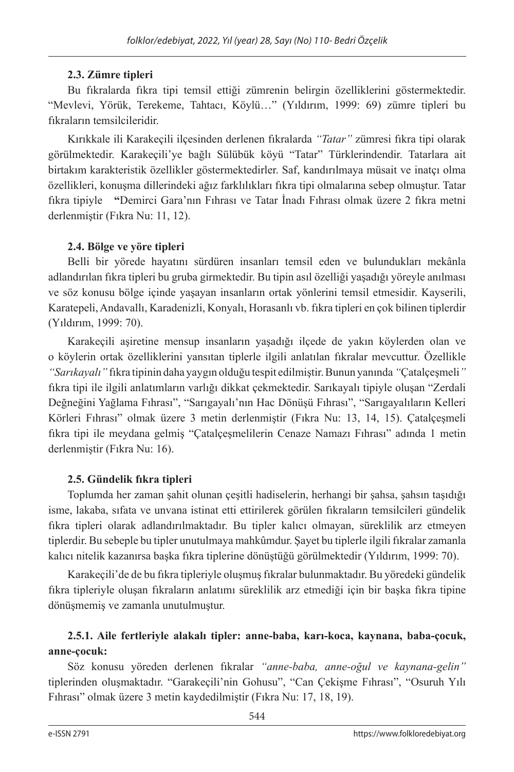### 2.3. Zümre tipleri

Bu fıkralarda fıkra tipi temsil ettiği zümrenin belirgin özelliklerini göstermektedir. "Mevlevi, Yörük, Terekeme, Tahtacı, Köylü…" (Yıldırım, 1999: 69) zümre tipleri bu fıkraların temsilcileridir.

Kırıkkale ili Karakeçili ilçesinden derlenen fıkralarda *"Tatar"* zümresi fıkra tipi olarak görülmektedir. Karakeçili'ye bağlı Sülübük köyü "Tatar" Türklerindendir. Tatarlara ait birtakım karakteristik özellikler göstermektedirler. Saf, kandırılmaya müsait ve inatçı olma özellikleri, konuşma dillerindeki ağız farklılıkları fıkra tipi olmalarına sebep olmuştur. Tatar fıkra tipiyle **"**Demirci Gara'nın Fıhrası ve Tatar İnadı Fıhrası olmak üzere 2 fıkra metni derlenmiştir (Fıkra Nu: 11, 12).

### 2.4. Bölge ve yöre tipleri

Belli bir yörede hayatını sürdüren insanları temsil eden ve bulundukları mekânla adlandırılan fıkra tipleri bu gruba girmektedir. Bu tipin asıl özelliği yaşadığı yöreyle anılması ve söz konusu bölge içinde yaşayan insanların ortak yönlerini temsil etmesidir. Kayserili, Karatepeli, Andavallı, Karadenizli, Konyalı, Horasanlı vb. fıkra tipleri en çok bilinen tiplerdir (Yıldırım, 1999: 70).

Karakeçili aşiretine mensup insanların yaşadığı ilçede de yakın köylerden olan ve o köylerin ortak özelliklerini yansıtan tiplerle ilgili anlatılan fıkralar mevcuttur. Özellikle *"Sarıkayalı"* fıkra tipinin daha yaygın olduğu tespit edilmiştir. Bunun yanında *"*Çatalçeşmeli*"* fıkra tipi ile ilgili anlatımların varlığı dikkat çekmektedir. Sarıkayalı tipiyle oluşan "Zerdali Değneğini Yağlama Fıhrası", "Sarıgayalı'nın Hac Dönüşü Fıhrası", "Sarıgayalıların Kelleri Körleri Fıhrası" olmak üzere 3 metin derlenmiştir (Fıkra Nu: 13, 14, 15). Çatalçeşmeli fıkra tipi ile meydana gelmiş "Çatalçeşmelilerin Cenaze Namazı Fıhrası" adında 1 metin derlenmiştir (Fıkra Nu: 16).

### 2.5. Gündelik fıkra tipleri

Toplumda her zaman şahit olunan çeşitli hadiselerin, herhangi bir şahsa, şahsın taşıdığı isme, lakaba, sıfata ve unvana istinat etti ettirilerek görülen fıkraların temsilcileri gündelik fıkra tipleri olarak adlandırılmaktadır. Bu tipler kalıcı olmayan, süreklilik arz etmeyen tiplerdir. Bu sebeple bu tipler unutulmaya mahkûmdur. Şayet bu tiplerle ilgili fıkralar zamanla kalıcı nitelik kazanırsa başka fıkra tiplerine dönüştüğü görülmektedir (Yıldırım, 1999: 70).

Karakeçili'de de bu fıkra tipleriyle oluşmuş fıkralar bulunmaktadır. Bu yöredeki gündelik fıkra tipleriyle oluşan fıkraların anlatımı süreklilik arz etmediği için bir başka fıkra tipine dönüşmemiş ve zamanla unutulmuştur.

#### 2.5.1. Aile fertleriyle alakalı tipler: anne-baba, karı-koca, kaynana, baba-çocuk, anne-çocuk:

Söz konusu yöreden derlenen fıkralar *"anne-baba, anne-oğul ve kaynana-gelin"* tiplerinden oluşmaktadır. "Garakeçili'nin Gohusu", "Can Çekişme Fıhrası", "Osuruh Yılı Fıhrası" olmak üzere 3 metin kaydedilmiştir (Fıkra Nu: 17, 18, 19).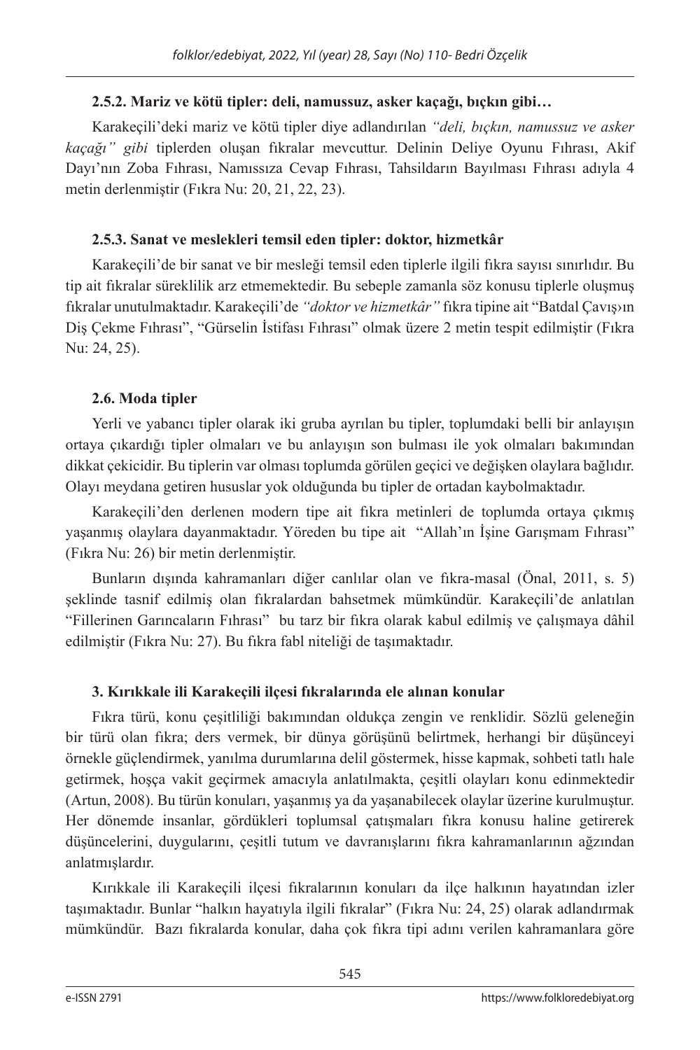### 2.5.2. Mariz ve kötü tipler: deli, namussuz, asker kaçağı, bıçkın gibi…

Karakeçili'deki mariz ve kötü tipler diye adlandırılan *"deli, bıçkın, namussuz ve asker kaçağı" gibi* tiplerden oluşan fıkralar mevcuttur. Delinin Deliye Oyunu Fıhrası, Akif Dayı'nın Zoba Fıhrası, Namıssıza Cevap Fıhrası, Tahsildarın Bayılması Fıhrası adıyla 4 metin derlenmiştir (Fıkra Nu: 20, 21, 22, 23).

### 2.5.3. Sanat ve meslekleri temsil eden tipler: doktor, hizmetkâr

Karakeçili'de bir sanat ve bir mesleği temsil eden tiplerle ilgili fıkra sayısı sınırlıdır. Bu tip ait fıkralar süreklilik arz etmemektedir. Bu sebeple zamanla söz konusu tiplerle oluşmuş fıkralar unutulmaktadır. Karakeçili'de *"doktor ve hizmetkâr"* fıkra tipine ait "Batdal Çavış›ın Diş Çekme Fıhrası", "Gürselin İstifası Fıhrası" olmak üzere 2 metin tespit edilmiştir (Fıkra Nu: 24, 25).

### 2.6. Moda tipler

Yerli ve yabancı tipler olarak iki gruba ayrılan bu tipler, toplumdaki belli bir anlayışın ortaya çıkardığı tipler olmaları ve bu anlayışın son bulması ile yok olmaları bakımından dikkat çekicidir. Bu tiplerin var olması toplumda görülen geçici ve değişken olaylara bağlıdır. Olayı meydana getiren hususlar yok olduğunda bu tipler de ortadan kaybolmaktadır.

Karakeçili'den derlenen modern tipe ait fıkra metinleri de toplumda ortaya çıkmış yaşanmış olaylara dayanmaktadır. Yöreden bu tipe ait "Allah'ın İşine Garışmam Fıhrası" (Fıkra Nu: 26) bir metin derlenmiştir.

Bunların dışında kahramanları diğer canlılar olan ve fıkra-masal (Önal, 2011, s. 5) şeklinde tasnif edilmiş olan fıkralardan bahsetmek mümkündür. Karakeçili'de anlatılan "Fillerinen Garıncaların Fıhrası" bu tarz bir fıkra olarak kabul edilmiş ve çalışmaya dâhil edilmiştir (Fıkra Nu: 27). Bu fıkra fabl niteliği de taşımaktadır.

## 3. Kırıkkale ili Karakeçili ilçesi fıkralarında ele alınan konular

Fıkra türü, konu çeşitliliği bakımından oldukça zengin ve renklidir. Sözlü geleneğin bir türü olan fıkra; ders vermek, bir dünya görüşünü belirtmek, herhangi bir düşünceyi örnekle güçlendirmek, yanılma durumlarına delil göstermek, hisse kapmak, sohbeti tatlı hale getirmek, hoşça vakit geçirmek amacıyla anlatılmakta, çeşitli olayları konu edinmektedir (Artun, 2008). Bu türün konuları, yaşanmış ya da yaşanabilecek olaylar üzerine kurulmuştur. Her dönemde insanlar, gördükleri toplumsal çatışmaları fıkra konusu haline getirerek düşüncelerini, duygularını, çeşitli tutum ve davranışlarını fıkra kahramanlarının ağzından anlatmışlardır.

Kırıkkale ili Karakeçili ilçesi fıkralarının konuları da ilçe halkının hayatından izler taşımaktadır. Bunlar "halkın hayatıyla ilgili fıkralar" (Fıkra Nu: 24, 25) olarak adlandırmak mümkündür. Bazı fıkralarda konular, daha çok fıkra tipi adını verilen kahramanlara göre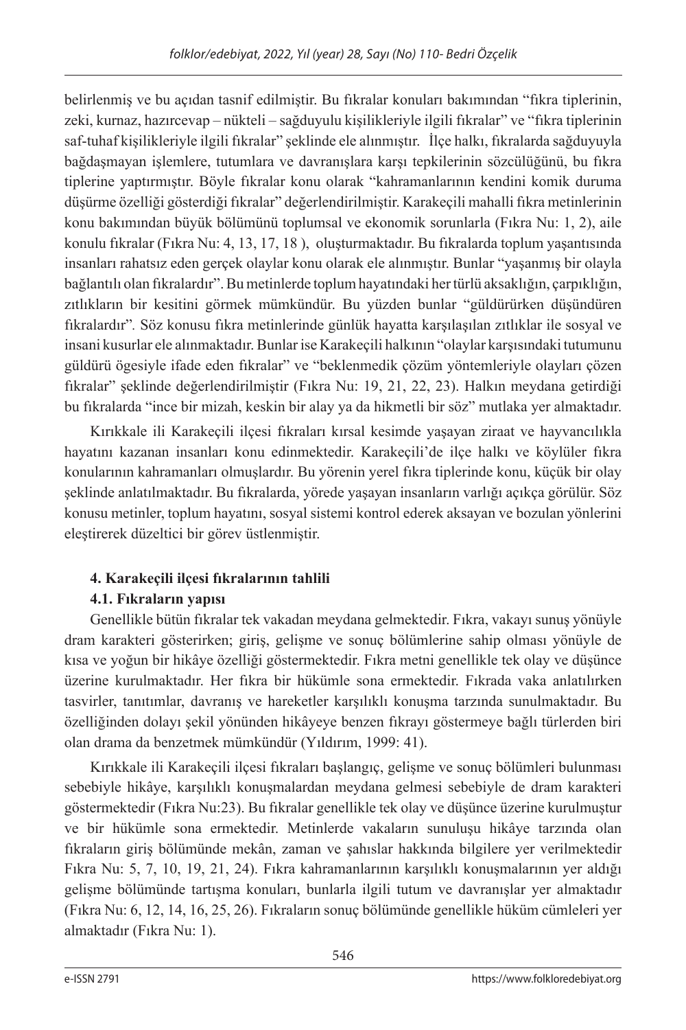belirlenmiş ve bu açıdan tasnif edilmiştir. Bu fıkralar konuları bakımından "fıkra tiplerinin, zeki, kurnaz, hazırcevap – nükteli – sağduyulu kişilikleriyle ilgili fıkralar" ve "fıkra tiplerinin saf-tuhaf kişilikleriyle ilgili fıkralar" şeklinde ele alınmıştır. İlçe halkı, fıkralarda sağduyuyla bağdaşmayan işlemlere, tutumlara ve davranışlara karşı tepkilerinin sözcülüğünü, bu fıkra tiplerine yaptırmıştır. Böyle fıkralar konu olarak "kahramanlarının kendini komik duruma düşürme özelliği gösterdiği fıkralar" değerlendirilmiştir. Karakeçili mahalli fıkra metinlerinin konu bakımından büyük bölümünü toplumsal ve ekonomik sorunlarla (Fıkra Nu: 1, 2), aile konulu fıkralar (Fıkra Nu: 4, 13, 17, 18 ), oluşturmaktadır. Bu fıkralarda toplum yaşantısında insanları rahatsız eden gerçek olaylar konu olarak ele alınmıştır. Bunlar "yaşanmış bir olayla bağlantılı olan fıkralardır". Bu metinlerde toplum hayatındaki her türlü aksaklığın, çarpıklığın, zıtlıkların bir kesitini görmek mümkündür. Bu yüzden bunlar "güldürürken düşündüren fıkralardır". Söz konusu fıkra metinlerinde günlük hayatta karşılaşılan zıtlıklar ile sosyal ve insani kusurlar ele alınmaktadır. Bunlar ise Karakeçili halkının "olaylar karşısındaki tutumunu güldürü ögesiyle ifade eden fıkralar" ve "beklenmedik çözüm yöntemleriyle olayları çözen fıkralar" şeklinde değerlendirilmiştir (Fıkra Nu: 19, 21, 22, 23). Halkın meydana getirdiği bu fıkralarda "ince bir mizah, keskin bir alay ya da hikmetli bir söz" mutlaka yer almaktadır.

Kırıkkale ili Karakeçili ilçesi fıkraları kırsal kesimde yaşayan ziraat ve hayvancılıkla hayatını kazanan insanları konu edinmektedir. Karakeçili'de ilçe halkı ve köylüler fıkra konularının kahramanları olmuşlardır. Bu yörenin yerel fıkra tiplerinde konu, küçük bir olay şeklinde anlatılmaktadır. Bu fıkralarda, yörede yaşayan insanların varlığı açıkça görülür. Söz konusu metinler, toplum hayatını, sosyal sistemi kontrol ederek aksayan ve bozulan yönlerini eleştirerek düzeltici bir görev üstlenmiştir.

**4. Karakeçili ilçesi fıkralarının tahlili**

**4.1. Fıkraların yapısı**

Genellikle bütün fıkralar tek vakadan meydana gelmektedir. Fıkra, vakayı sunuş yönüyle dram karakteri gösterirken; giriş, gelişme ve sonuç bölümlerine sahip olması yönüyle de kısa ve yoğun bir hikâye özelliği göstermektedir. Fıkra metni genellikle tek olay ve düşünce üzerine kurulmaktadır. Her fıkra bir hükümle sona ermektedir. Fıkrada vaka anlatılırken tasvirler, tanıtımlar, davranış ve hareketler karşılıklı konuşma tarzında sunulmaktadır. Bu özelliğinden dolayı şekil yönünden hikâyeye benzen fıkrayı göstermeye bağlı türlerden biri olan drama da benzetmek mümkündür (Yıldırım, 1999: 41).

Kırıkkale ili Karakeçili ilçesi fıkraları başlangıç, gelişme ve sonuç bölümleri bulunması sebebiyle hikâye, karşılıklı konuşmalardan meydana gelmesi sebebiyle de dram karakteri göstermektedir (Fıkra Nu:23). Bu fıkralar genellikle tek olay ve düşünce üzerine kurulmuştur ve bir hükümle sona ermektedir. Metinlerde vakaların sunuluşu hikâye tarzında olan fıkraların giriş bölümünde mekân, zaman ve şahıslar hakkında bilgilere yer verilmektedir Fıkra Nu: 5, 7, 10, 19, 21, 24). Fıkra kahramanlarının karşılıklı konuşmalarının yer aldığı gelişme bölümünde tartışma konuları, bunlarla ilgili tutum ve davranışlar yer almaktadır (Fıkra Nu: 6, 12, 14, 16, 25, 26). Fıkraların sonuç bölümünde genellikle hüküm cümleleri yer almaktadır (Fıkra Nu: 1).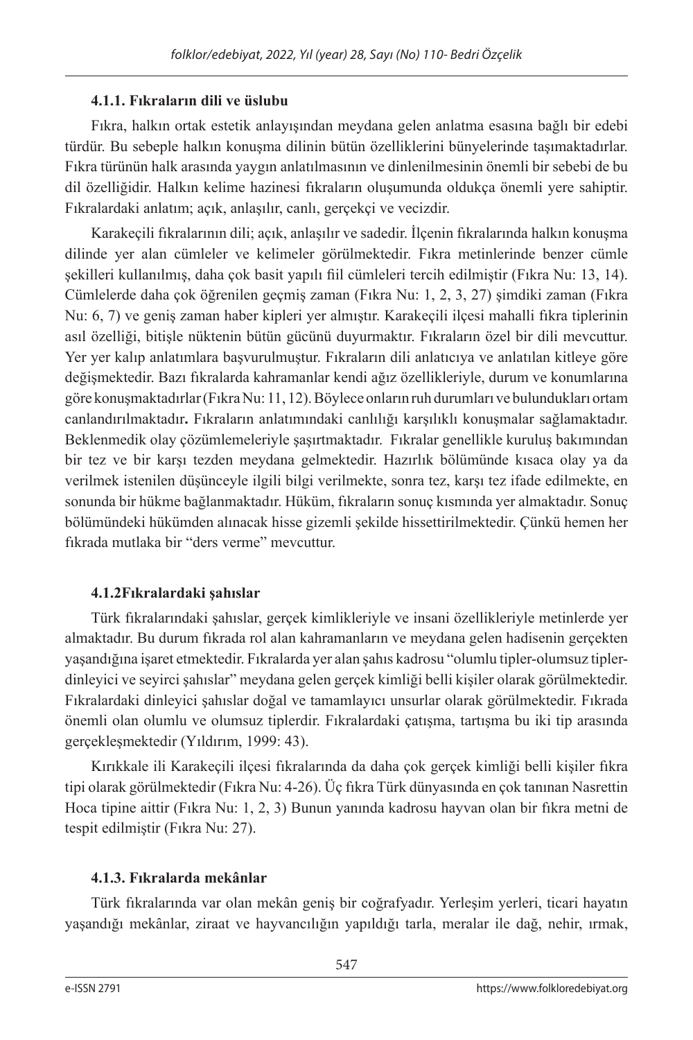#### 4.1.1. Fıkraların dili ve üslubu

Fıkra, halkın ortak estetik anlayışından meydana gelen anlatma esasına bağlı bir edebi türdür. Bu sebeple halkın konuşma dilinin bütün özelliklerini bünyelerinde taşımaktadırlar. Fıkra türünün halk arasında yaygın anlatılmasının ve dinlenilmesinin önemli bir sebebi de bu dil özelliğidir. Halkın kelime hazinesi fıkraların oluşumunda oldukça önemli yere sahiptir. Fıkralardaki anlatım; açık, anlaşılır, canlı, gerçekçi ve vecizdir.

Karakeçili fıkralarının dili; açık, anlaşılır ve sadedir. İlçenin fıkralarında halkın konuşma dilinde yer alan cümleler ve kelimeler görülmektedir. Fıkra metinlerinde benzer cümle şekilleri kullanılmış, daha çok basit yapılı fiil cümleleri tercih edilmiştir (Fıkra Nu: 13, 14). Cümlelerde daha çok öğrenilen geçmiş zaman (Fıkra Nu: 1, 2, 3, 27) şimdiki zaman (Fıkra Nu: 6, 7) ve geniş zaman haber kipleri yer almıştır. Karakeçili ilçesi mahalli fıkra tiplerinin asıl özelliği, bitişle nüktenin bütün gücünü duyurmaktır. Fıkraların özel bir dili mevcuttur. Yer yer kalıp anlatımlara başvurulmuştur. Fıkraların dili anlatıcıya ve anlatılan kitleye göre değişmektedir. Bazı fıkralarda kahramanlar kendi ağız özellikleriyle, durum ve konumlarına göre konuşmaktadırlar (Fıkra Nu: 11, 12). Böylece onların ruh durumları ve bulundukları ortam canlandırılmaktadır**.** Fıkraların anlatımındaki canlılığı karşılıklı konuşmalar sağlamaktadır. Beklenmedik olay çözümlemeleriyle şaşırtmaktadır. Fıkralar genellikle kuruluş bakımından bir tez ve bir karşı tezden meydana gelmektedir. Hazırlık bölümünde kısaca olay ya da verilmek istenilen düşünceyle ilgili bilgi verilmekte, sonra tez, karşı tez ifade edilmekte, en sonunda bir hükme bağlanmaktadır. Hüküm, fıkraların sonuç kısmında yer almaktadır. Sonuç bölümündeki hükümden alınacak hisse gizemli şekilde hissettirilmektedir. Çünkü hemen her fıkrada mutlaka bir "ders verme" mevcuttur.

#### 4.1.2Fıkralardaki şahıslar

Türk fıkralarındaki şahıslar, gerçek kimlikleriyle ve insani özellikleriyle metinlerde yer almaktadır. Bu durum fıkrada rol alan kahramanların ve meydana gelen hadisenin gerçekten yaşandığına işaret etmektedir. Fıkralarda yer alan şahıs kadrosu "olumlu tipler-olumsuz tipler-dinleyici ve seyirci şahıslar" meydana gelen gerçek kimliği belli kişiler olarak görülmektedir. Fıkralardaki dinleyici şahıslar doğal ve tamamlayıcı unsurlar olarak görülmektedir. Fıkrada önemli olan olumlu ve olumsuz tiplerdir. Fıkralardaki çatışma, tartışma bu iki tip arasında gerçekleşmektedir (Yıldırım, 1999: 43).

Kırıkkale ili Karakeçili ilçesi fıkralarında da daha çok gerçek kimliği belli kişiler fıkra tipi olarak görülmektedir (Fıkra Nu: 4-26). Üç fıkra Türk dünyasında en çok tanınan Nasrettin Hoca tipine aittir (Fıkra Nu: 1, 2, 3) Bunun yanında kadrosu hayvan olan bir fıkra metni de tespit edilmiştir (Fıkra Nu: 27).

#### 4.1.3. Fıkralarda mekânlar

Türk fıkralarında var olan mekân geniş bir coğrafyadır. Yerleşim yerleri, ticari hayatın yaşandığı mekânlar, ziraat ve hayvancılığın yapıldığı tarla, meralar ile dağ, nehir, ırmak,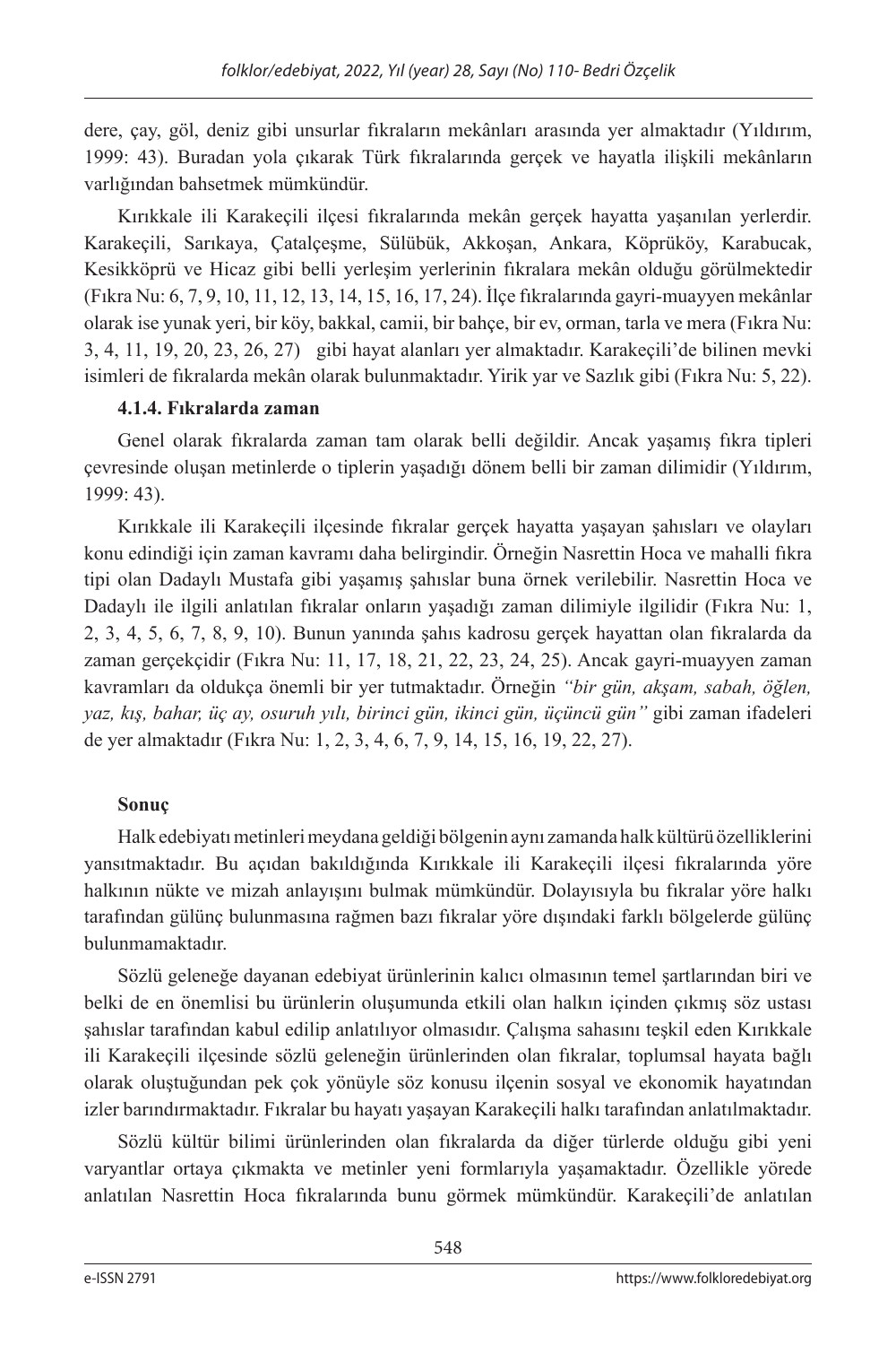dere, çay, göl, deniz gibi unsurlar fıkraların mekânları arasında yer almaktadır (Yıldırım, 1999: 43). Buradan yola çıkarak Türk fıkralarında gerçek ve hayatla ilişkili mekânların varlığından bahsetmek mümkündür.

Kırıkkale ili Karakeçili ilçesi fıkralarında mekân gerçek hayatta yaşanılan yerlerdir. Karakeçili, Sarıkaya, Çatalçeşme, Sülübük, Akkoşan, Ankara, Köprüköy, Karabucak, Kesikköprü ve Hicaz gibi belli yerleşim yerlerinin fıkralara mekân olduğu görülmektedir (Fıkra Nu: 6, 7, 9, 10, 11, 12, 13, 14, 15, 16, 17, 24). İlçe fıkralarında gayri-muayyen mekânlar olarak ise yunak yeri, bir köy, bakkal, camii, bir bahçe, bir ev, orman, tarla ve mera (Fıkra Nu: 3, 4, 11, 19, 20, 23, 26, 27) gibi hayat alanları yer almaktadır. Karakeçili'de bilinen mevki isimleri de fıkralarda mekân olarak bulunmaktadır. Yirik yar ve Sazlık gibi (Fıkra Nu: 5, 22).

#### 4.1.4. Fıkralarda zaman

Genel olarak fıkralarda zaman tam olarak belli değildir. Ancak yaşamış fıkra tipleri çevresinde oluşan metinlerde o tiplerin yaşadığı dönem belli bir zaman dilimidir (Yıldırım, 1999: 43).

Kırıkkale ili Karakeçili ilçesinde fıkralar gerçek hayatta yaşayan şahısları ve olayları konu edindiği için zaman kavramı daha belirgindir. Örneğin Nasrettin Hoca ve mahalli fıkra tipi olan Dadaylı Mustafa gibi yaşamış şahıslar buna örnek verilebilir. Nasrettin Hoca ve Dadaylı ile ilgili anlatılan fıkralar onların yaşadığı zaman dilimiyle ilgilidir (Fıkra Nu: 1, 2, 3, 4, 5, 6, 7, 8, 9, 10). Bunun yanında şahıs kadrosu gerçek hayattan olan fıkralarda da zaman gerçekçidir (Fıkra Nu: 11, 17, 18, 21, 22, 23, 24, 25). Ancak gayri-muayyen zaman kavramları da oldukça önemli bir yer tutmaktadır. Örneğin *"bir gün, akşam, sabah, öğlen, yaz, kış, bahar, üç ay, osuruh yılı, birinci gün, ikinci gün, üçüncü gün"* gibi zaman ifadeleri de yer almaktadır (Fıkra Nu: 1, 2, 3, 4, 6, 7, 9, 14, 15, 16, 19, 22, 27).

### Sonuç

Halk edebiyatı metinleri meydana geldiği bölgenin aynı zamanda halk kültürü özelliklerini yansıtmaktadır. Bu açıdan bakıldığında Kırıkkale ili Karakeçili ilçesi fıkralarında yöre halkının nükte ve mizah anlayışını bulmak mümkündür. Dolayısıyla bu fıkralar yöre halkı tarafından gülünç bulunmasına rağmen bazı fıkralar yöre dışındaki farklı bölgelerde gülünç bulunmamaktadır.

Sözlü geleneğe dayanan edebiyat ürünlerinin kalıcı olmasının temel şartlarından biri ve belki de en önemlisi bu ürünlerin oluşumunda etkili olan halkın içinden çıkmış söz ustası şahıslar tarafından kabul edilip anlatılıyor olmasıdır. Çalışma sahasını teşkil eden Kırıkkale ili Karakeçili ilçesinde sözlü geleneğin ürünlerinden olan fıkralar, toplumsal hayata bağlı olarak oluştuğundan pek çok yönüyle söz konusu ilçenin sosyal ve ekonomik hayatından izler barındırmaktadır. Fıkralar bu hayatı yaşayan Karakeçili halkı tarafından anlatılmaktadır.

Sözlü kültür bilimi ürünlerinden olan fıkralarda da diğer türlerde olduğu gibi yeni varyantlar ortaya çıkmakta ve metinler yeni formlarıyla yaşamaktadır. Özellikle yörede anlatılan Nasrettin Hoca fıkralarında bunu görmek mümkündür. Karakeçili'de anlatılan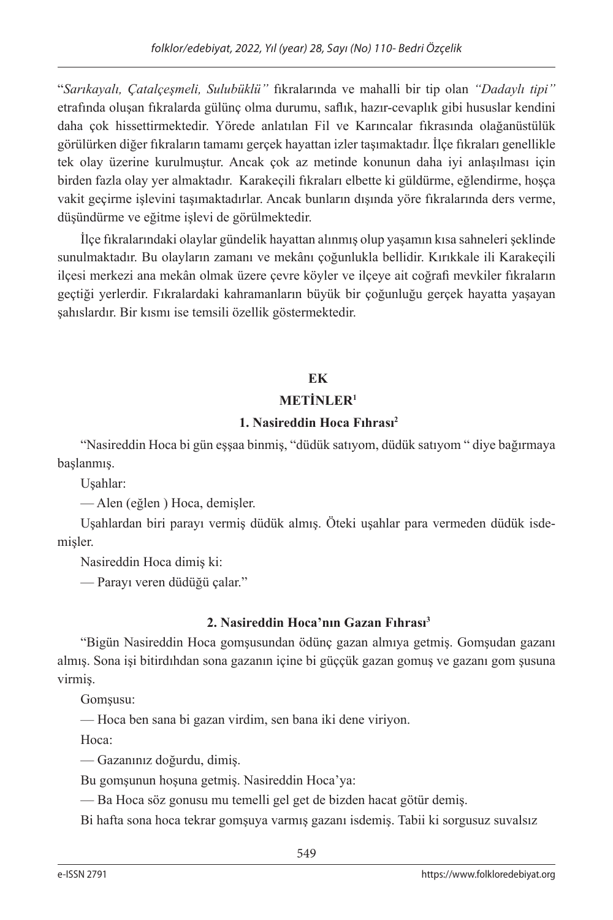"*Sarıkayalı, Çatalçeşmeli, Sulubüklü"* fıkralarında ve mahalli bir tip olan *"Dadaylı tipi"* etrafında oluşan fıkralarda gülünç olma durumu, saflık, hazır-cevaplık gibi hususlar kendini daha çok hissettirmektedir. Yörede anlatılan Fil ve Karıncalar fıkrasında olağanüstülük görülürken diğer fıkraların tamamı gerçek hayattan izler taşımaktadır. İlçe fıkraları genellikle tek olay üzerine kurulmuştur. Ancak çok az metinde konunun daha iyi anlaşılması için birden fazla olay yer almaktadır. Karakeçili fıkraları elbette ki güldürme, eğlendirme, hoşça vakit geçirme işlevini taşımaktadırlar. Ancak bunların dışında yöre fıkralarında ders verme, düşündürme ve eğitme işlevi de görülmektedir.

İlçe fıkralarındaki olaylar gündelik hayattan alınmış olup yaşamın kısa sahneleri şeklinde sunulmaktadır. Bu olayların zamanı ve mekânı çoğunlukla bellidir. Kırıkkale ili Karakeçili ilçesi merkezi ana mekân olmak üzere çevre köyler ve ilçeye ait coğrafi mevkiler fıkraların geçtiği yerlerdir. Fıkralardaki kahramanların büyük bir çoğunluğu gerçek hayatta yaşayan şahıslardır. Bir kısmı ise temsili özellik göstermektedir.

## EK

## METİNLER[1]

### 1. Nasireddin Hoca Fıhrası[2]

"Nasireddin Hoca bi gün eşşaa binmiş, "düdük satıyom, düdük satıyom " diye bağırmaya başlanmış.

Uşahlar:

— Alen (eğlen ) Hoca, demişler.

Uşahlardan biri parayı vermiş düdük almış. Öteki uşahlar para vermeden düdük isdemişler.

Nasireddin Hoca dimiş ki:

— Parayı veren düdüğü çalar."

### 2. Nasireddin Hoca'nın Gazan Fıhrası[3]

"Bigün Nasireddin Hoca gomşusundan ödünç gazan almıya getmiş. Gomşudan gazanı almış. Sona işi bitirdıhdan sona gazanın içine bi güççük gazan gomuş ve gazanı gom şusuna virmiş.

Gomşusu:

— Hoca ben sana bi gazan virdim, sen bana iki dene viriyon.

Hoca:

— Gazanınız doğurdu, dimiş.

Bu gomşunun hoşuna getmiş. Nasireddin Hoca'ya:

— Ba Hoca söz gonusu mu temelli gel get de bizden hacat götür demiş.

Bi hafta sona hoca tekrar gomşuya varmış gazanı isdemiş. Tabii ki sorgusuz suvalsız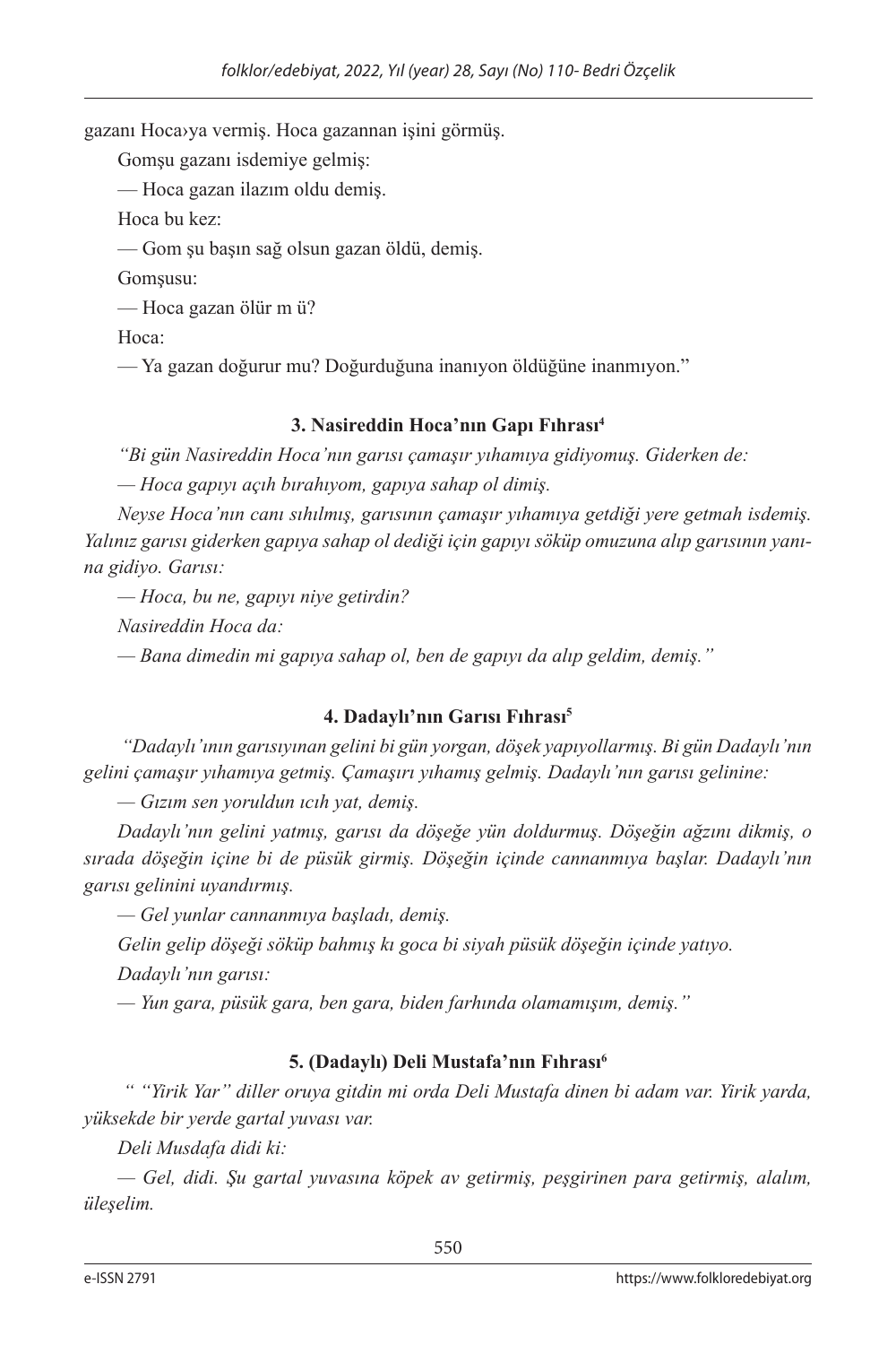gazanı Hoca›ya vermiş. Hoca gazannan işini görmüş.

Gomşu gazanı isdemiye gelmiş:

— Hoca gazan ilazım oldu demiş.

Hoca bu kez:

— Gom şu başın sağ olsun gazan öldü, demiş.

Gomşusu:

— Hoca gazan ölür m ü?

Hoca:

— Ya gazan doğurur mu? Doğurduğuna inanıyon öldüğüne inanmıyon."

### 3. Nasireddin Hoca'nın Gapı Fıhrası[4]

*"Bi gün Nasireddin Hoca'nın garısı çamaşır yıhamıya gidiyomuş. Giderken de:*

*— Hoca gapıyı açıh bırahıyom, gapıya sahap ol dimiş.*

*Neyse Hoca'nın canı sıhılmış, garısının çamaşır yıhamıya getdiği yere getmah isdemiş. Yalınız garısı giderken gapıya sahap ol dediği için gapıyı söküp omuzuna alıp garısının yanına gidiyo. Garısı:*

*— Hoca, bu ne, gapıyı niye getirdin?*

*Nasireddin Hoca da:*

*— Bana dimedin mi gapıya sahap ol, ben de gapıyı da alıp geldim, demiş."*

### 4. Dadaylı'nın Garısı Fıhrası[5]

*"Dadaylı'ının garısıyınan gelini bi gün yorgan, döşek yapıyollarmış. Bi gün Dadaylı'nın gelini çamaşır yıhamıya getmiş. Çamaşırı yıhamış gelmiş. Dadaylı'nın garısı gelinine:*

*— Gızım sen yoruldun ıcıh yat, demiş.*

*Dadaylı'nın gelini yatmış, garısı da döşeğe yün doldurmuş. Döşeğin ağzını dikmiş, o sırada döşeğin içine bi de püsük girmiş. Döşeğin içinde cannanmıya başlar. Dadaylı'nın garısı gelinini uyandırmış.*

*— Gel yunlar cannanmıya başladı, demiş.*

*Gelin gelip döşeği söküp bahmış kı goca bi siyah püsük döşeğin içinde yatıyo.*

*Dadaylı'nın garısı:*

*— Yun gara, püsük gara, ben gara, biden farhında olamamışım, demiş."*

### 5. (Dadaylı) Deli Mustafa'nın Fıhrası[6]

*" "Yirik Yar" diller oruya gitdin mi orda Deli Mustafa dinen bi adam var. Yirik yarda, yüksekde bir yerde gartal yuvası var.*

*Deli Musdafa didi ki:*

*— Gel, didi. Şu gartal yuvasına köpek av getirmiş, peşgirinen para getirmiş, alalım, üleşelim.*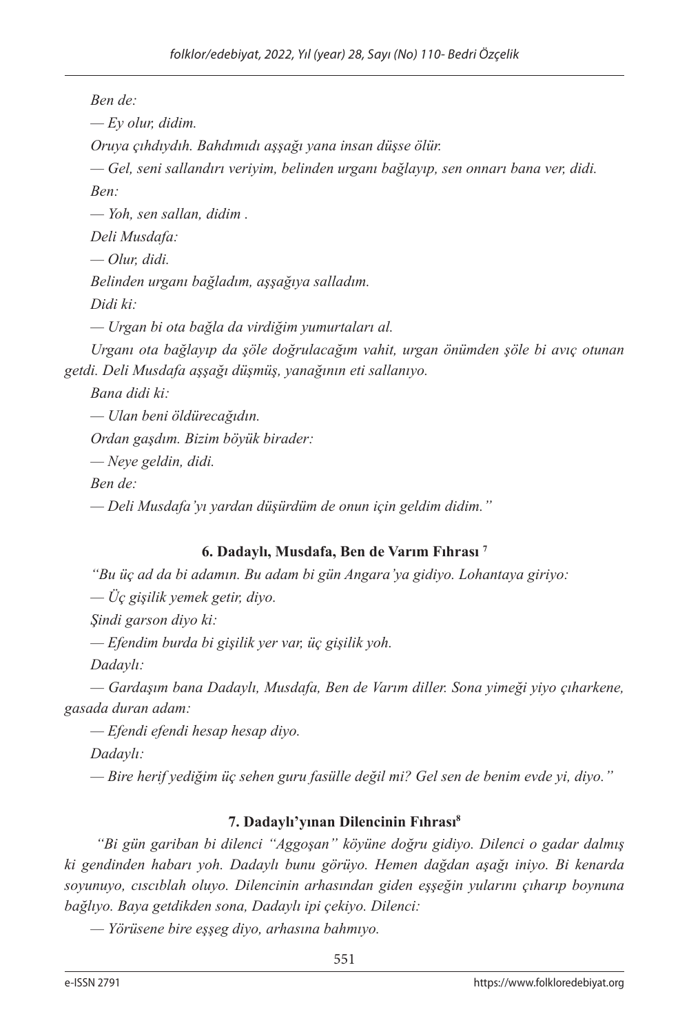*Ben de:*

*— Ey olur, didim.*

*Oruya çıhdıydıh. Bahdımıdı aşşağı yana insan düşse ölür.*

*— Gel, seni sallandırı veriyim, belinden urganı bağlayıp, sen onnarı bana ver, didi.*

*Ben:*

*— Yoh, sen sallan, didim .*

*Deli Musdafa:*

*— Olur, didi.*

*Belinden urganı bağladım, aşşağıya salladım.*

*Didi ki:*

*— Urgan bi ota bağla da virdiğim yumurtaları al.*

*Urganı ota bağlayıp da şöle doğrulacağım vahit, urgan önümden şöle bi avıç otunan getdi. Deli Musdafa aşşağı düşmüş, yanağının eti sallanıyo.*

*Bana didi ki:*

*— Ulan beni öldürecağıdın.*

*Ordan gaşdım. Bizim böyük birader:*

*— Neye geldin, didi.*

*Ben de:*

*— Deli Musdafa'yı yardan düşürdüm de onun için geldim didim."*

**6. Dadaylı, Musdafa, Ben de Varım Fıhrası [7]**

*"Bu üç ad da bi adamın. Bu adam bi gün Angara'ya gidiyo. Lohantaya giriyo:*

*— Üç gişilik yemek getir, diyo.*

*Şindi garson diyo ki:*

*— Efendim burda bi gişilik yer var, üç gişilik yoh.*

*Dadaylı:*

*— Gardaşım bana Dadaylı, Musdafa, Ben de Varım diller. Sona yimeği yiyo çıharkene, gasada duran adam:*

*— Efendi efendi hesap hesap diyo.*

*Dadaylı:*

*— Bire herif yediğim üç sehen guru fasülle değil mi? Gel sen de benim evde yi, diyo."*

**7. Dadaylı'yınan Dilencinin Fıhrası[8]**

*"Bi gün gariban bi dilenci "Aggoşan" köyüne doğru gidiyo. Dilenci o gadar dalmış ki gendinden haberı yoh. Dadaylı bunu görüyo. Hemen dağdan aşağı iniyo. Bi kenarda soyunuyo, cıscıblah oluyo. Dilencinin arhasından giden eşşeğin yularını çıharıp boynuna bağlıyo. Baya getdikden sona, Dadaylı ipi çekiyo. Dilenci:*

*— Yörüsene bire eşşeg diyo, arhasına bahmıyo.*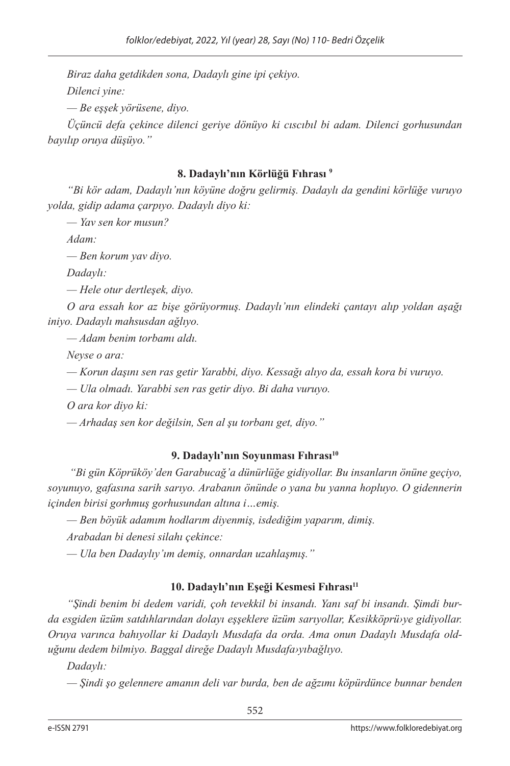*Biraz daha getdikden sona, Dadaylı gine ipi çekiyo.*

*Dilenci yine:*

*— Be eşşek yörüsene, diyo.*

*Üçüncü defa çekince dilenci geriye dönüyo ki cıscıbıl bi adam. Dilenci gorhusundan bayılıp oruya düşüyo."*

### 8. Dadaylı'nın Körlüğü Fıhrası [9]

*"Bi kör adam, Dadaylı'nın köyüne doğru gelirmiş. Dadaylı da gendini körlüğe vuruyo yolda, gidip adama çarpıyo. Dadaylı diyo ki:*

*— Yav sen kor musun?*

*Adam:*

*— Ben korum yav diyo.*

*Dadaylı:*

*— Hele otur dertleşek, diyo.*

*O ara essah kor az bişe görüyormuş. Dadaylı'nın elindeki çantayı alıp yoldan aşağı iniyo. Dadaylı mahsusdan ağlıyo.*

*— Adam benim torbamı aldı.*

*Neyse o ara:*

*— Korun daşını sen ras getir Yarabbi, diyo. Kessağı alıyo da, essah kora bi vuruyo.*

*— Ula olmadı. Yarabbi sen ras getir diyo. Bi daha vuruyo.*

*O ara kor diyo ki:*

*— Arhadaş sen kor değilsin, Sen al şu torbanı get, diyo."*

### 9. Dadaylı'nın Soyunması Fıhrası[10]

*"Bi gün Köprüköy'den Garabucağ'a dünürlüğe gidiyollar. Bu insanların önüne geçiyo, soyunuyo, gafasına sarih sarıyo. Arabanın önünde o yana bu yanna hopluyo. O gidennerin içinden birisi gorhmuş gorhusundan altına i…emiş.*

*— Ben böyük adamım hodlarım diyenmiş, isdediğim yaparım, dimiş.*

*Arabadan bi denesi silahı çekince:*

*— Ula ben Dadaylıy'ım demiş, onnardan uzahlaşmış."*

### 10. Dadaylı'nın Eşeği Kesmesi Fıhrası[11]

*"Şindi benim bi dedem varidi, çoh tevekkil bi insandı. Yanı saf bi insandı. Şimdi burda esgiden üzüm satdıhlarından dolayı eşşeklere üzüm sarıyollar, Kesikköprü›ye gidiyollar. Oruya varınca bahıyollar ki Dadaylı Musdafa da orda. Ama onun Dadaylı Musdafa olduğunu dedem bilmiyo. Baggal direğe Dadaylı Musdafa›yıbağlıyo.*

*Dadaylı:*

*— Şindi şo gelennere amanın deli var burda, ben de ağzımı köpürdünce bunnar benden*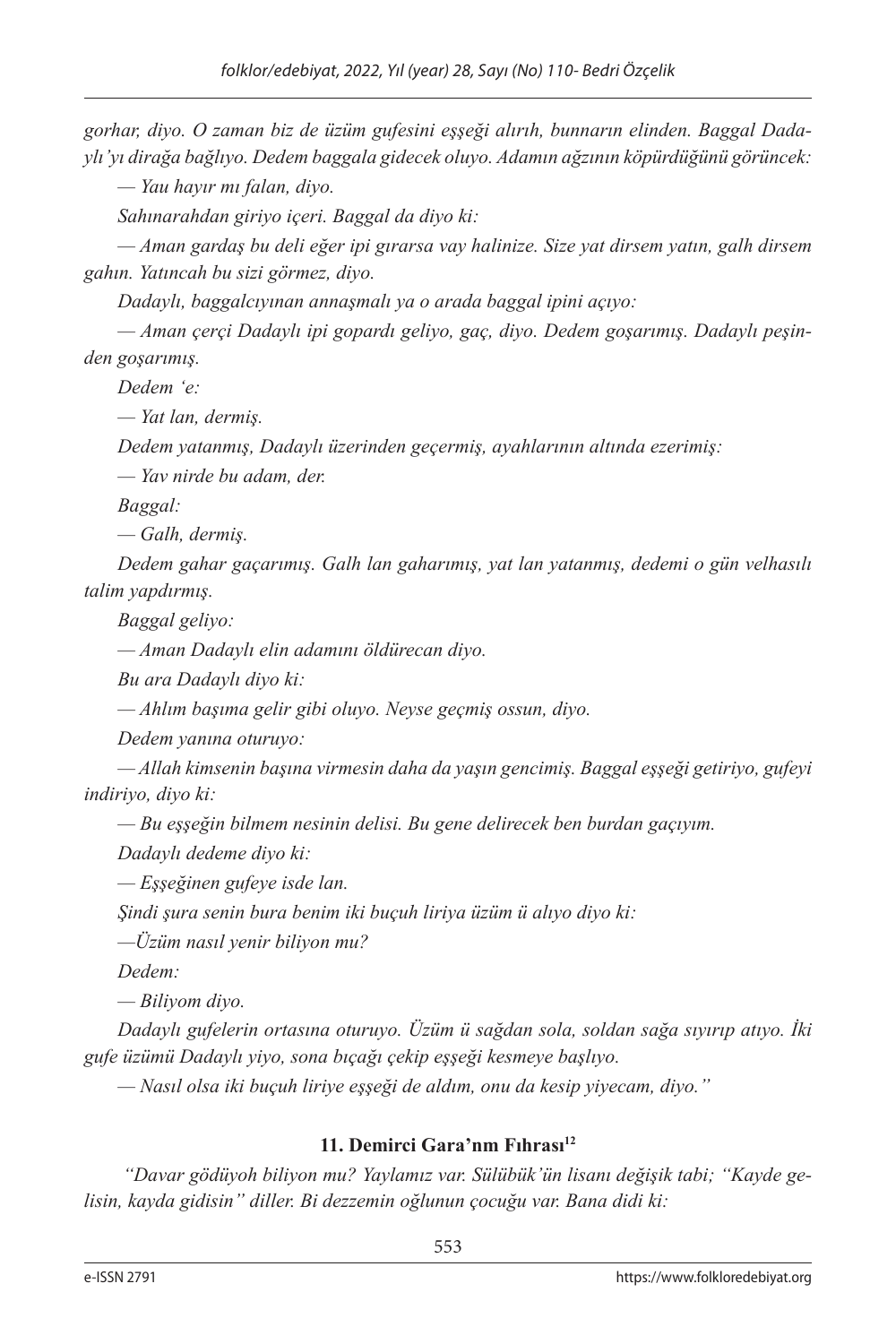*gorhar, diyo. O zaman biz de üzüm gufesini eşşeği alırıh, bunnarın elinden. Baggal Dadaylı'yı dirağa bağlıyo. Dedem baggala gidecek oluyo. Adamın ağzının köpürdüğünü görüncek:*

*— Yau hayır mı falan, diyo.*

*Sahınarahdan giriyo içeri. Baggal da diyo ki:*

*— Aman gardaş bu deli eğer ipi gırarsa vay halinize. Size yat dirsem yatın, galh dirsem gahın. Yatıncah bu sizi görmez, diyo.*

*Dadaylı, baggalcıyınan annaşmalı ya o arada baggal ipini açıyo:*

*— Aman çerçi Dadaylı ipi gopardı geliyo, gaç, diyo. Dedem goşarımış. Dadaylı peşinden goşarımış.*

*Dedem 'e:*

*— Yat lan, dermiş.*

*Dedem yatanmış, Dadaylı üzerinden geçermiş, ayahlarının altında ezerimiş:*

*— Yav nirde bu adam, der.*

*Baggal:*

*— Galh, dermiş.*

*Dedem gahar gaçarımış. Galh lan gaharımış, yat lan yatanmış, dedemi o gün velhasılı talim yapdırmış.*

*Baggal geliyo:*

*— Aman Dadaylı elin adamını öldürecan diyo.*

*Bu ara Dadaylı diyo ki:*

*— Ahlım başıma gelir gibi oluyo. Neyse geçmiş ossun, diyo.*

*Dedem yanına oturuyo:*

*— Allah kimsenin başına virmesin daha da yaşın gencimiş. Baggal eşşeği getiriyo, gufeyi indiriyo, diyo ki:*

*— Bu eşşeğin bilmem nesinin delisi. Bu gene delirecek ben burdan gaçıyım.*

*Dadaylı dedeme diyo ki:*

*— Eşşeğinen gufeye isde lan.*

*Şindi şura senin bura benim iki buçuh liriya üzüm ü alıyo diyo ki:*

*—Üzüm nasıl yenir biliyon mu?*

*Dedem:*

*— Biliyom diyo.*

*Dadaylı gufelerin ortasına oturuyo. Üzüm ü sağdan sola, soldan sağa sıyırıp atıyo. İki gufe üzümü Dadaylı yiyo, sona bıçağı çekip eşşeği kesmeye başlıyo.*

*— Nasıl olsa iki buçuh liriye eşşeği de aldım, onu da kesip yiyecam, diyo."*

## 11. Demirci Gara'nm Fıhrası[12]

*"Davar gödüyoh biliyon mu? Yaylamız var. Sülübük'ün lisanı değişik tabi; "Kayde gelisin, kayda gidisin" diller. Bi dezzemin oğlunun çocuğu var. Bana didi ki:*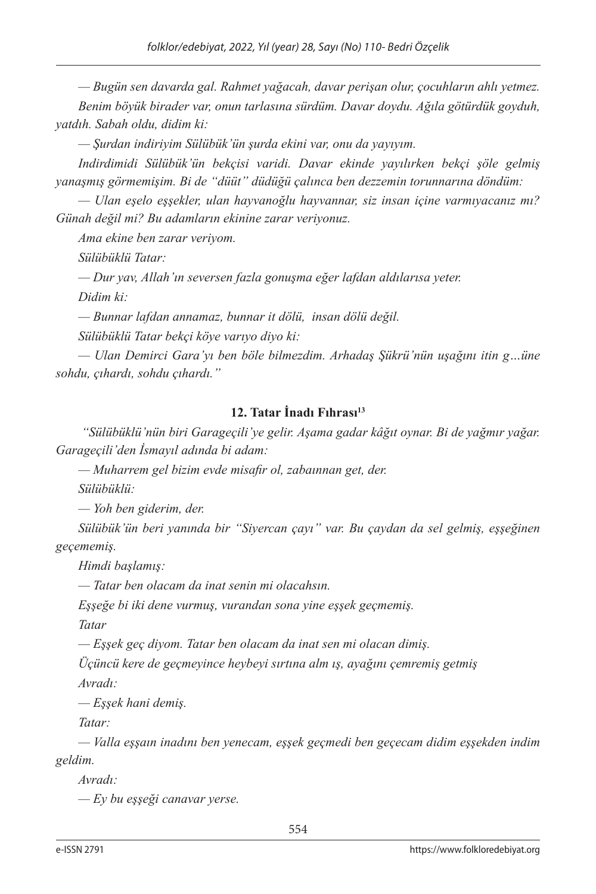*— Bugün sen davarda gal. Rahmet yağacah, davar perişan olur, çocuhların ahlı yetmez.*

*Benim böyük birader var, onun tarlasına sürdüm. Davar doydu. Ağıla götürdük goyduh, yatdıh. Sabah oldu, didim ki:*

*— Şurdan indiriyim Sülübük'ün şurda ekini var, onu da yayıyım.*

*Indirdimidi Sülübük'ün bekçisi varidi. Davar ekinde yayılırken bekçi şöle gelmiş yanaşmış görmemişim. Bi de "düüt" düdüğü çalınca ben dezzemin torunnarına döndüm:*

*— Ulan eşelo eşşekler, ulan hayvanoğlu hayvannar, siz insan içine varmıyacanız mı? Günah değil mi? Bu adamların ekinine zarar veriyonuz.*

*Ama ekine ben zarar veriyom.*

*Sülübüklü Tatar:*

*— Dur yav, Allah'ın seversen fazla gonuşma eğer lafdan aldılarısa yeter.*

*Didim ki:*

*— Bunnar lafdan annamaz, bunnar it dölü, insan dölü değil.*

*Sülübüklü Tatar bekçi köye varıyo diyo ki:*

*— Ulan Demirci Gara'yı ben böle bilmezdim. Arhadaş Şükrü'nün uşağını itin g…üne sohdu, çıhardı, sohdu çıhardı."*

### 12. Tatar İnadı Fıhrası[13]

*"Sülübüklü'nün biri Garageçili'ye gelir. Aşama gadar kâğıt oynar. Bi de yağmur yağar. Garageçili'den İsmayıl adında bi adam:*

*— Muharrem gel bizim evde misafir ol, zabaınnan get, der.*

*Sülübüklü:*

*— Yoh ben giderim, der.*

*Sülübük'ün beri yanında bir "Siyercan çayı" var. Bu çaydan da sel gelmiş, eşşeğinen geçememiş.*

*Himdi başlamış:*

*— Tatar ben olacam da inat senin mi olacahsın.*

*Eşşeğe bi iki dene vurmuş, vurandan sona yine eşşek geçmemiş.*

*Tatar*

*— Eşşek geç diyom. Tatar ben olacam da inat sen mi olacan dimiş.*

*Üçüncü kere de geçmeyince heybeyi sırtına alm ış, ayağını çemremiş getmiş*

*Avradı:*

*— Eşşek hani demiş.*

*Tatar:*

*— Valla eşşaın inadını ben yenecam, eşşek geçmedi ben geçecam didim eşşekden indim geldim.*

*Avradı:*

*— Ey bu eşşeği canavar yerse.*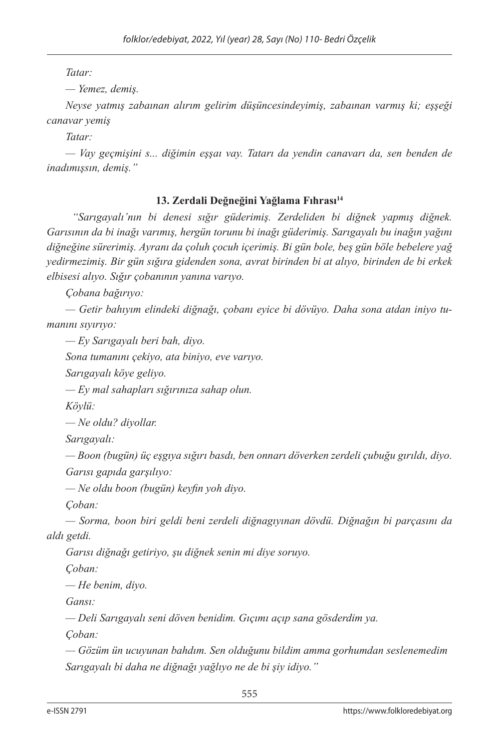*Tatar:*

*— Yemez, demiş.*

*Neyse yatmış zabaınan alırım gelirim düşüncesindeyimiş, zabaınan varmış ki; eşşeği canavar yemiş*

*Tatar:*

*— Vay geçmişini s... diğimin eşşaı vay. Tatarı da yendin canavarı da, sen benden de inadımışsın, demiş."*

### 13. Zerdali Değneğini Yağlama Fıhrası[14]

*"Sarıgayalı'nın bi denesi sığır güderimiş. Zerdeliden bi diğnek yapmış diğnek. Garısının da bi inağı varımış, hergün torunu bi inağı güderimiş. Sarıgayalı bu inağın yağını diğneğine sürerimiş. Ayranı da çoluh çocuh içerimiş. Bi gün bole, beş gün böle bebelere yağ yedirmezimiş. Bir gün sığıra gidenden sona, avrat birinden bi at alıyo, birinden de bi erkek elbisesi alıyo. Sığır çobanının yanına varıyo.*

*Çobana bağırıyo:*

*— Getir bahıyım elindeki diğnağı, çobanı eyice bi dövüyo. Daha sona atdan iniyo tumanını sıyırıyo:*

*— Ey Sarıgayalı beri bah, diyo.*

*Sona tumanını çekiyo, ata biniyo, eve varıyo.*

*Sarıgayalı köye geliyo.*

*— Ey mal sahapları sığırınıza sahap olun.*

*Köylü:*

*— Ne oldu? diyollar.*

*Sarıgayalı:*

*— Boon (bugün) üç eşgıya sığırı basdı, ben onnarı döverken zerdeli çubuğu gırıldı, diyo.*

*Garısı gapıda garşılıyo:*

*— Ne oldu boon (bugün) keyfin yoh diyo.*

*Çoban:*

*— Sorma, boon biri geldi beni zerdeli diğnagıyınan dövdü. Diğnağın bi parçasını da aldı getdi.*

*Garısı diğnağı getiriyo, şu diğnek senin mi diye soruyo.*

*Çoban:*

*— He benim, diyo.*

*Gansı:*

*— Deli Sarıgayalı seni döven benidim. Gıçımı açıp sana gösderdim ya.*

*Çoban:*

*— Gözüm ün ucuyunan bahdım. Sen olduğunu bildim amma gorhumdan seslenemedim*

*Sarıgayalı bi daha ne diğnağı yağlıyo ne de bi şiy idiyo."*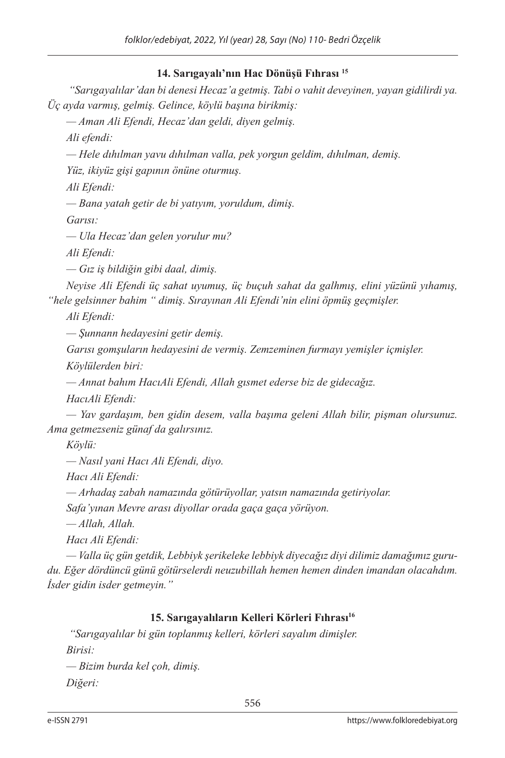### 14. Sarıgayalı'nın Hac Dönüşü Fıhrası [15]

*"Sarıgayalılar'dan bi denesi Hecaz'a getmiş. Tabi o vahit deveyinen, yayan gidilirdi ya. Üç ayda varmış, gelmiş. Gelince, köylü başına birikmiş:*

*— Aman Ali Efendi, Hecaz'dan geldi, diyen gelmiş.*

*Ali efendi:*

*— Hele dıhılman yavu dıhılman valla, pek yorgun geldim, dıhılman, demiş.*

*Yüz, ikiyüz gişi gapının önüne oturmuş.*

*Ali Efendi:*

*— Bana yatah getir de bi yatıyım, yoruldum, dimiş.*

*Garısı:*

*— Ula Hecaz'dan gelen yorulur mu?*

*Ali Efendi:*

*— Gız iş bildiğin gibi daal, dimiş.*

*Neyise Ali Efendi üç sahat uyumuş, üç buçuk sahat da galhmış, elini yüzünü yıhamış, "hele gelsinner bahim " dimiş. Sırayınan Ali Efendi'nin elini öpmüş geçmişler.*

*Ali Efendi:*

*— Şunnann hedayesini getir demiş.*

*Garısı gomşuların hedayesini de vermiş. Zemzeminen furmayı yemişler içmişler.*

*Köylülerden biri:*

*— Annat bahım HacıAli Efendi, Allah gısmet ederse biz de gidecağız.*

*HacıAli Efendi:*

*— Yav gardaşım, ben gidin desem, valla başıma geleni Allah bilir, pişman olursunuz. Ama getmezseniz günaf da galırsınız.*

*Köylü:*

*— Nasıl yani Hacı Ali Efendi, diyo.*

*Hacı Ali Efendi:*

*— Arhadaş zabah namazında götürüyollar, yatsın namazında getiriyolar.*

*Safa'yınan Mevre arası diyollar orada gaça gaça yörüyon.*

*— Allah, Allah.*

*Hacı Ali Efendi:*

*— Valla üç gün getdik, Lebbiyk şerikeleke lebbiyk diyecağız diyi dilimiz damağımız gurudu. Eğer dördüncü günü götürselerdi neuzubillah hemen hemen dinden imandan olacahdım. İsder gidin isder getmeyin."*

### 15. Sarıgayalıların Kelleri Körleri Fıhrası[16]

*"Sarıgayalılar bi gün toplanmış kelleri, körleri sayalım dimişler.*

*Birisi:*

*— Bizim burda kel çoh, dimiş.*

*Diğeri:*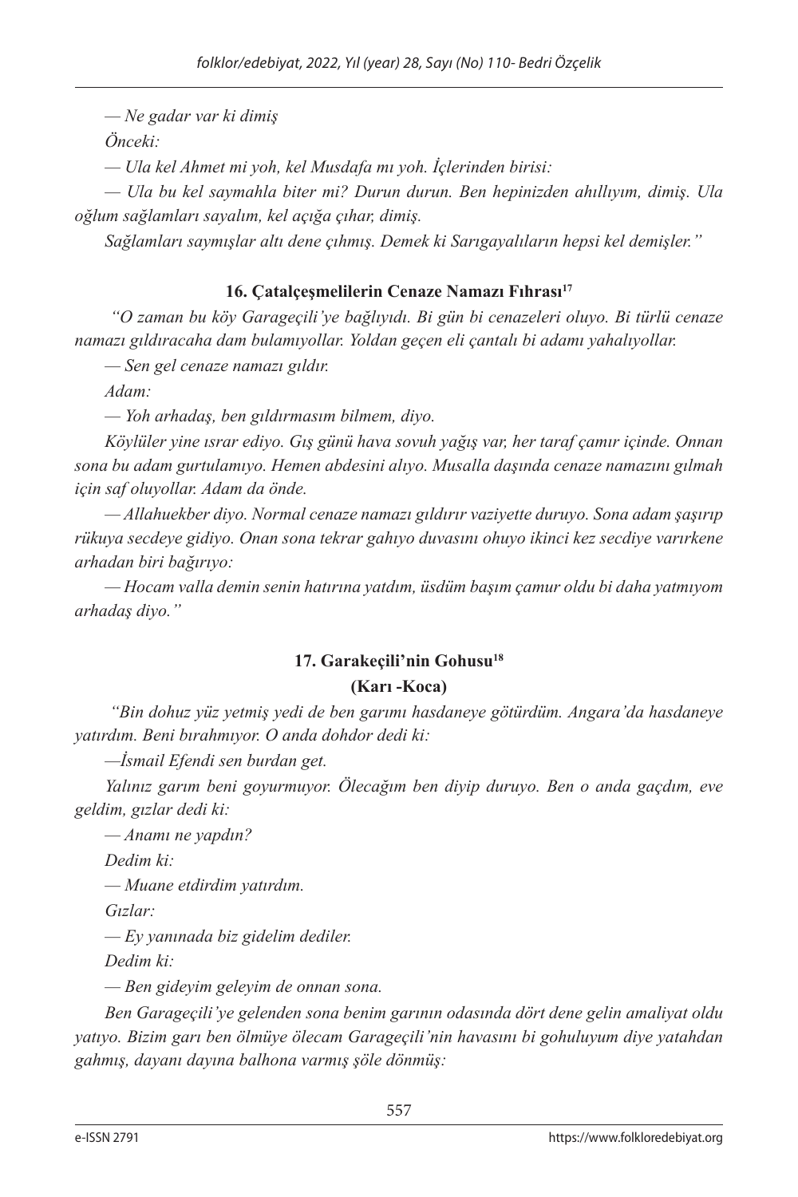*— Ne gadar var ki dimiş*

*Önceki:*

*— Ula kel Ahmet mi yoh, kel Musdafa mı yoh. İçlerinden birisi:*

*— Ula bu kel saymahla biter mi? Durun durun. Ben hepinizden ahıllıyım, dimiş. Ula oğlum sağlamları sayalım, kel açığa çıhar, dimiş.*

*Sağlamları saymışlar altı dene çıhmış. Demek ki Sarıgayalıların hepsi kel demişler."*

### 16. Çatalçeşmelilerin Cenaze Namazı Fıhrası[17]

*"O zaman bu köy Garageçili'ye bağlıyıdı. Bi gün bi cenazeleri oluyo. Bi türlü cenaze namazı gıldıracaha dam bulamıyollar. Yoldan geçen eli çantalı bi adamı yahalıyollar.*

*— Sen gel cenaze namazı gıldır.*

*Adam:*

*— Yoh arhadaş, ben gıldırmasım bilmem, diyo.*

*Köylüler yine ısrar ediyo. Gış günü hava sovuh yağış var, her taraf çamır içinde. Onnan sona bu adam gurtulamıyo. Hemen abdesini alıyo. Musalla daşında cenaze namazını gılmah için saf oluyollar. Adam da önde.*

*— Allahuekber diyo. Normal cenaze namazı gıldırır vaziyette duruyo. Sona adam şaşırıp rükuya secdeye gidiyo. Onan sona tekrar gahıyo duvasını ohuyo ikinci kez secdiye varırkene arhadan biri bağırıyo:*

*— Hocam valla demin senin hatırına yatdım, üsdüm başım çamur oldu bi daha yatmıyom arhadaş diyo."*

### 17. Garakeçili'nin Gohusu[18]
### (Karı -Koca)

*"Bin dohuz yüz yetmiş yedi de ben garımı hasdaneye götürdüm. Angara'da hasdaneye yatırdım. Beni bırahmıyor. O anda dohdor dedi ki:*

*—İsmail Efendi sen burdan get.*

*Yalınız garım beni goyurmuyor. Ölecağım ben diyip duruyo. Ben o anda gaçdım, eve geldim, gızlar dedi ki:*

*— Anamı ne yapdın?*

*Dedim ki:*

*— Muane etdirdim yatırdım.*

*Gızlar:*

*— Ey yanınada biz gidelim dediler.*

*Dedim ki:*

*— Ben gideyim geleyim de onnan sona.*

*Ben Garageçili'ye gelenden sona benim garının odasında dört dene gelin amaliyat oldu yatıyo. Bizim garı ben ölmüye ölecam Garageçili'nin havasını bi gohuluyum diye yatahdan gahmış, dayanı dayına balhona varmış şöle dönmüş:*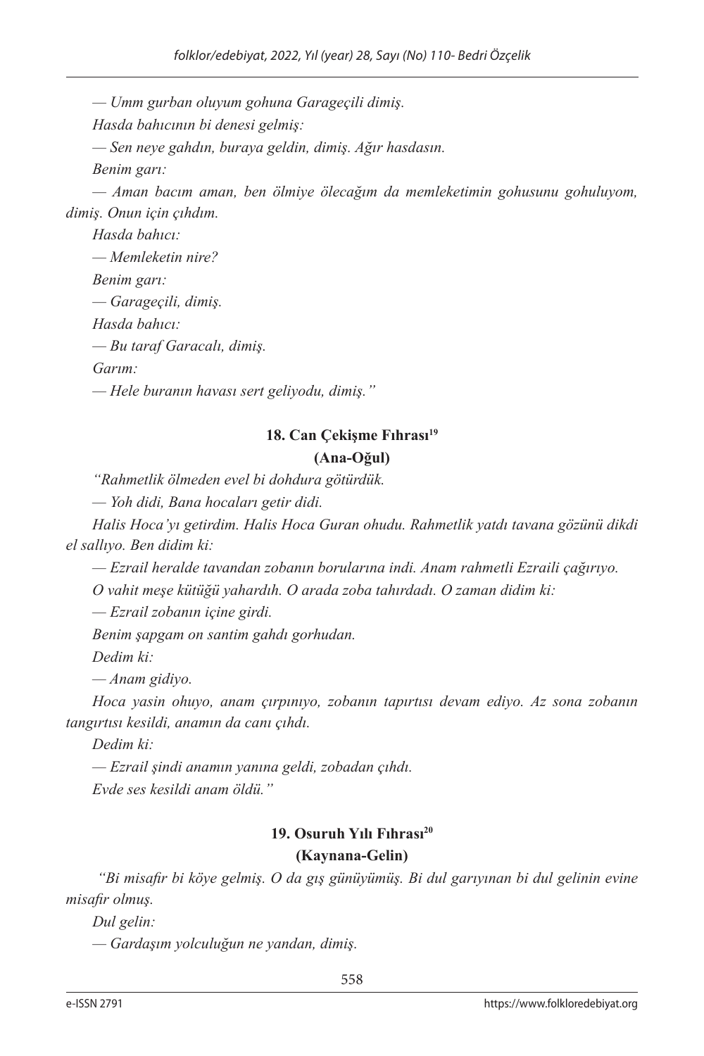*— Umm gurban oluyum gohuna Garageçili dimiş.*

*Hasda bahıcının bi denesi gelmiş:*

*— Sen neye gahdın, buraya geldin, dimiş. Ağır hasdasın.*

*Benim garı:*

*— Aman bacım aman, ben ölmiye ölecağım da memleketimin gohusunu gohuluyom, dimiş. Onun için çıhdım.*

*Hasda bahıcı:*

*— Memleketin nire?*

*Benim garı:*

*— Garageçili, dimiş.*

*Hasda bahıcı:*

*— Bu taraf Garacalı, dimiş.*

*Garım:*

*— Hele buranın havası sert geliyodu, dimiş."*

### 18. Can Çekişme Fıhrası[19]

**(Ana-Oğul)**

*"Rahmetlik ölmeden evel bi dohdura götürdük.*

*— Yoh didi, Bana hocaları getir didi.*

*Halis Hoca'yı getirdim. Halis Hoca Guran ohudu. Rahmetlik yatdı tavana gözünü dikdi el sallıyo. Ben didim ki:*

*— Ezrail heralde tavandan zobanın borularına indi. Anam rahmetli Ezraili çağırıyo.*

*O vahit meşe kütüğü yahardıh. O arada zoba tahırdadı. O zaman didim ki:*

*— Ezrail zobanın içine girdi.*

*Benim şapgam on santim gahdı gorhudan.*

*Dedim ki:*

*— Anam gidiyo.*

*Hoca yasin ohuyo, anam çırpınıyo, zobanın tapırtısı devam ediyo. Az sona zobanın tangırtısı kesildi, anamın da canı çıhdı.*

*Dedim ki:*

*— Ezrail şindi anamın yanına geldi, zobadan çıhdı.*

*Evde ses kesildi anam öldü."*

### 19. Osuruh Yılı Fıhrası[20]

**(Kaynana-Gelin)**

*"Bi misafir bi köye gelmiş. O da gış günüyümüş. Bi dul garıyınan bi dul gelinin evine misafir olmuş.*

*Dul gelin:*

*— Gardaşım yolculuğun ne yandan, dimiş.*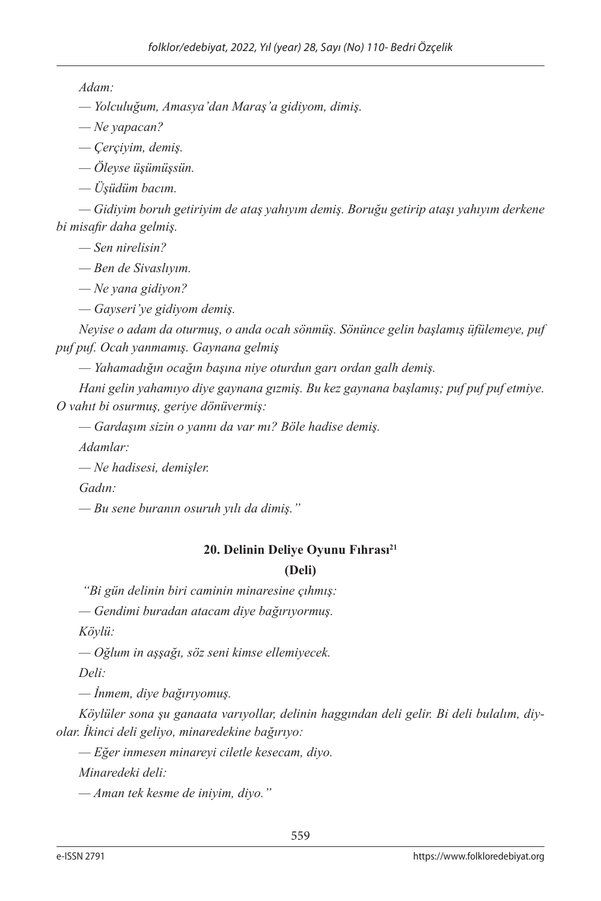*Adam:*

*— Yolculuğum, Amasya'dan Maraş'a gidiyom, dimiş.*

*— Ne yapacan?*

*— Çerçiyim, demiş.*

*— Öleyse üşümüşsün.*

*— Üşüdüm bacım.*

*— Gidiyim boruh getiriyim de ataş yahıyım demiş. Boruğu getirip ataşı yahıyım derkene bi misafir daha gelmiş.*

*— Sen nirelisin?*

*— Ben de Sivaslıyım.*

*— Ne yana gidiyon?*

*— Gayseri'ye gidiyom demiş.*

*Neyise o adam da oturmuş, o anda ocah sönmüş. Sönünce gelin başlamış üfülemeye, puf puf puf. Ocah yanmamış. Gaynana gelmiş*

*— Yahamadığın ocağın başına niye oturdun garı ordan galh demiş.*

*Hani gelin yahamıyo diye gaynana gızmiş. Bu kez gaynana başlamış; puf puf puf etmiye. O vahıt bi osurmuş, geriye dönüvermiş:*

*— Gardaşım sizin o yannı da var mı? Böle hadise demiş.*

*Adamlar:*

*— Ne hadisesi, demişler.*

*Gadın:*

*— Bu sene buranın osuruh yılı da dimiş."*

### 20. Delinin Deliye Oyunu Fıhrası[21]

**(Deli)**

*"Bi gün delinin biri caminin minaresine çıhmış:*

*— Gendimi buradan atacam diye bağırıyormuş.*

*Köylü:*

*— Oğlum in aşşağı, söz seni kimse ellemiyecek.*

*Deli:*

*— İnmem, diye bağırıyomuş.*

*Köylüler sona şu ganaata varıyollar, delinin haggından deli gelir. Bi deli bulalım, diyolar. İkinci deli geliyo, minaredekine bağırıyo:*

*— Eğer inmesen minareyi ciletle kesecam, diyo.*

*Minaredeki deli:*

*— Aman tek kesme de iniyim, diyo."*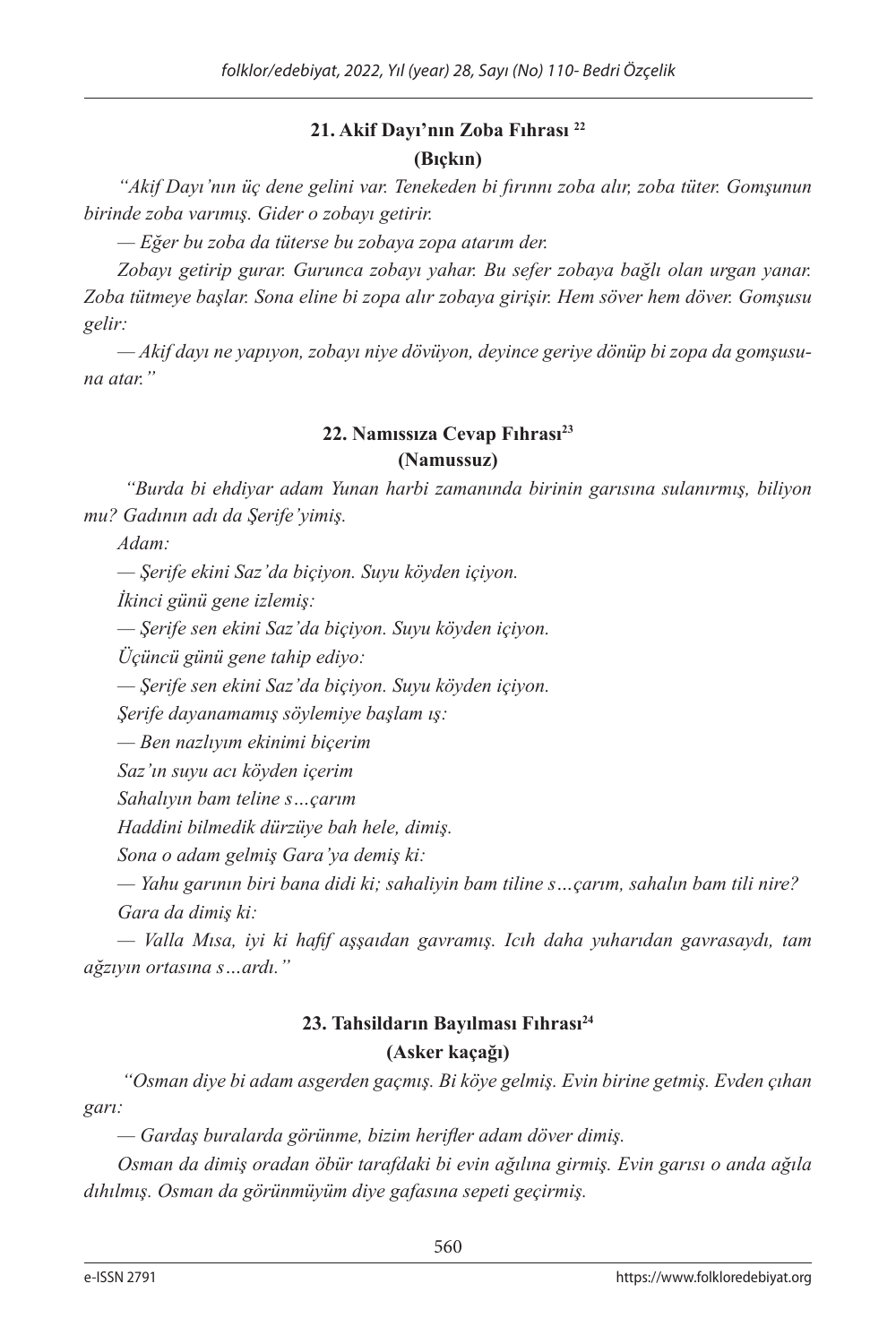### 21. Akif Dayı'nın Zoba Fıhrası [22]

**(Bıçkın)**

*"Akif Dayı'nın üç dene gelini var. Tenekeden bi fırınnı zoba alır, zoba tüter. Gomşunun birinde zoba varımış. Gider o zobayı getirir.*

*— Eğer bu zoba da tüterse bu zobaya zopa atarım der.*

*Zobayı getirip gurar. Gurunca zobayı yahar. Bu sefer zobaya bağlı olan urgan yanar. Zoba tütmeye başlar. Sona eline bi zopa alır zobaya girişir. Hem söver hem döver. Gomşusu gelir:*

*— Akif dayı ne yapıyon, zobayı niye dövüyon, deyince geriye dönüp bi zopa da gomşusuna atar."*

### 22. Namıssıza Cevap Fıhrası[23]

**(Namussuz)**

*"Burda bi ehdiyar adam Yunan harbi zamanında birinin garısına sulanırmış, biliyon mu? Gadının adı da Şerife'yimiş.*

*Adam:*

*— Şerife ekini Saz'da biçiyon. Suyu köyden içiyon.*

*İkinci günü gene izlemiş:*

*— Şerife sen ekini Saz'da biçiyon. Suyu köyden içiyon.*

*Üçüncü günü gene tahip ediyo:*

*— Şerife sen ekini Saz'da biçiyon. Suyu köyden içiyon.*

*Şerife dayanamamış söylemiye başlam ış:*

*— Ben nazlıyım ekinimi biçerim*

*Saz'ın suyu acı köyden içerim*

*Sahalıyın bam teline s…çarım*

*Haddini bilmedik dürzüye bah hele, dimiş.*

*Sona o adam gelmiş Gara'ya demiş ki:*

*— Yahu garının biri bana didi ki; sahaliyin bam tiline s…çarım, sahalın bam tili nire?*

*Gara da dimiş ki:*

*— Valla Mısa, iyi ki hafif aşşaıdan gavramış. Icıh daha yuharıdan gavrasaydı, tam ağzıyın ortasına s…ardı."*

### 23. Tahsildarın Bayılması Fıhrası[24]

**(Asker kaçağı)**

*"Osman diye bi adam asgerden gaçmış. Bi köye gelmiş. Evin birine getmiş. Evden çıhan garı:*

*— Gardaş buralarda görünme, bizim herifler adam döver dimiş.*

*Osman da dimiş oradan öbür tarafdaki bi evin ağılına girmiş. Evin garısı o anda ağıla dıhılmış. Osman da görünmüyüm diye gafasına sepeti geçirmiş.*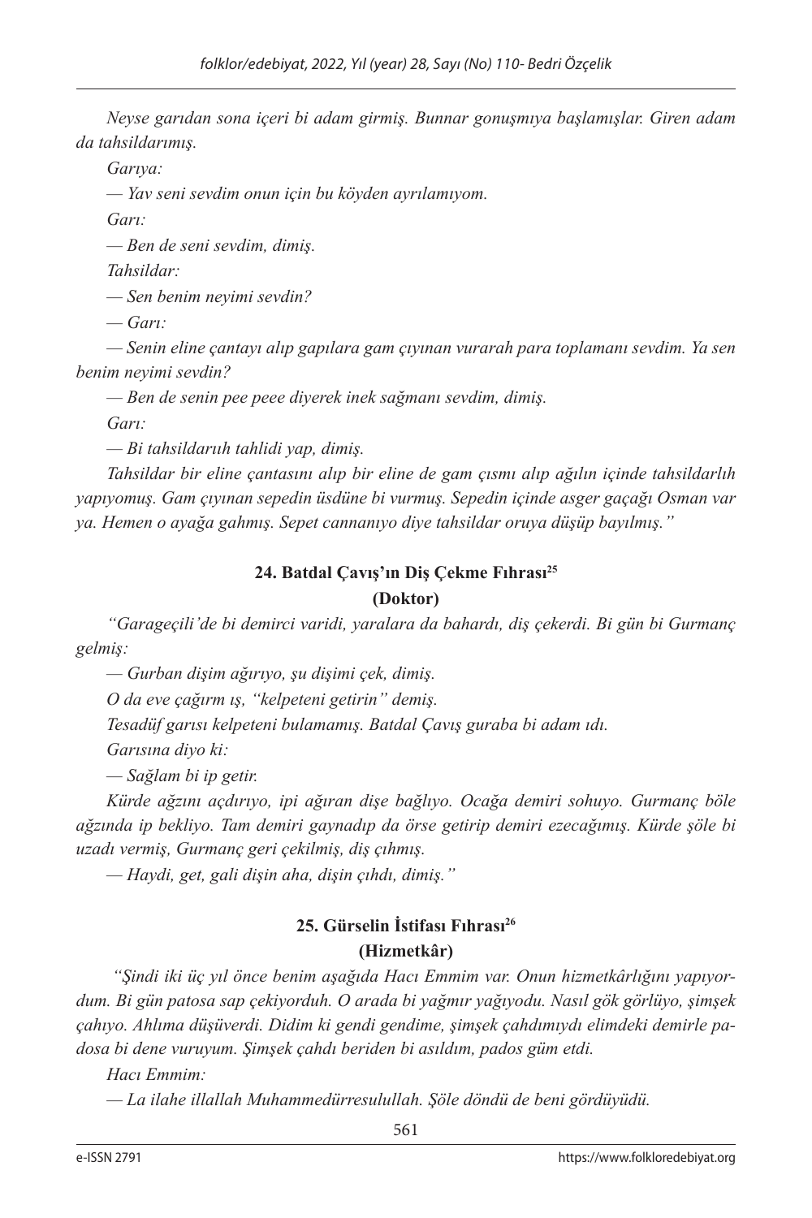*Neyse garıdan sona içeri bi adam girmiş. Bunnar gonuşmıya başlamışlar. Giren adam da tahsildarımış.*

*Garıya:*

*— Yav seni sevdim onun için bu köyden ayrılamıyom.*

*Garı:*

*— Ben de seni sevdim, dimiş.*

*Tahsildar:*

*— Sen benim neyimi sevdin?*

*— Garı:*

*— Senin eline çantayı alıp gapılara gam çıyınan vurarah para toplamanı sevdim. Ya sen benim neyimi sevdin?*

*— Ben de senin pee peee diyerek inek sağmanı sevdim, dimiş.*

*Garı:*

*— Bi tahsildarıùh tahlidi yap, dimiş.*

*Tahsildar bir eline çantasını alıp bir eline de gam çısmı alıp ağılın içinde tahsildarlıh yapıyomuş. Gam çıyınan sepedin üsdüne bi vurmuş. Sepedin içinde asger gaçağı Osman var ya. Hemen o ayağa gahmış. Sepet cannanıyo diye tahsildar oruya düşüp bayılmış."*

### 24. Batdal Çavış'ın Diş Çekme Fıhrası[25]
### (Doktor)

*"Garageçili'de bi demirci varidi, yaralara da bahardı, diş çekerdi. Bi gün bi Gurmanç gelmiş:*

*— Gurban dişim ağırıyo, şu dişimi çek, dimiş.*

*O da eve çağırm ış, "kelpeteni getirin" demiş.*

*Tesadüf garısı kelpeteni bulamamış. Batdal Çavış guraba bi adam ıdı.*

*Garısına diyo ki:*

*— Sağlam bi ip getir.*

*Kürde ağzını açdırıyo, ipi ağıran dişe bağlıyo. Ocağa demiri sohuyo. Gurmanç böle ağzında ip bekliyo. Tam demiri gaynadıp da örse getirip demiri ezecağımış. Kürde şöle bi uzadı vermiş, Gurmanç geri çekilmiş, diş çıhmış.*

*— Haydi, get, gali dişin aha, dişin çıhdı, dimiş."*

### 25. Gürselin İstifası Fıhrası[26]
### (Hizmetkâr)

*"Şindi iki üç yıl önce benim aşağıda Hacı Emmim var. Onun hizmetkârlığını yapıyordum. Bi gün patosa sap çekiyorduh. O arada bi yağmır yağıyodu. Nasıl gök görlüyo, şimşek çahıyo. Ahlıma düşüverdi. Didim ki gendi gendime, şimşek çahdımıydı elimdeki demirle padosa bi dene vuruyum. Şimşek çahdı beriden bi asıldım, pados güm etdi.*

*Hacı Emmim:*

*— La ilahe illallah Muhammedürresulullah. Şöle döndü de beni gördüyüdü.*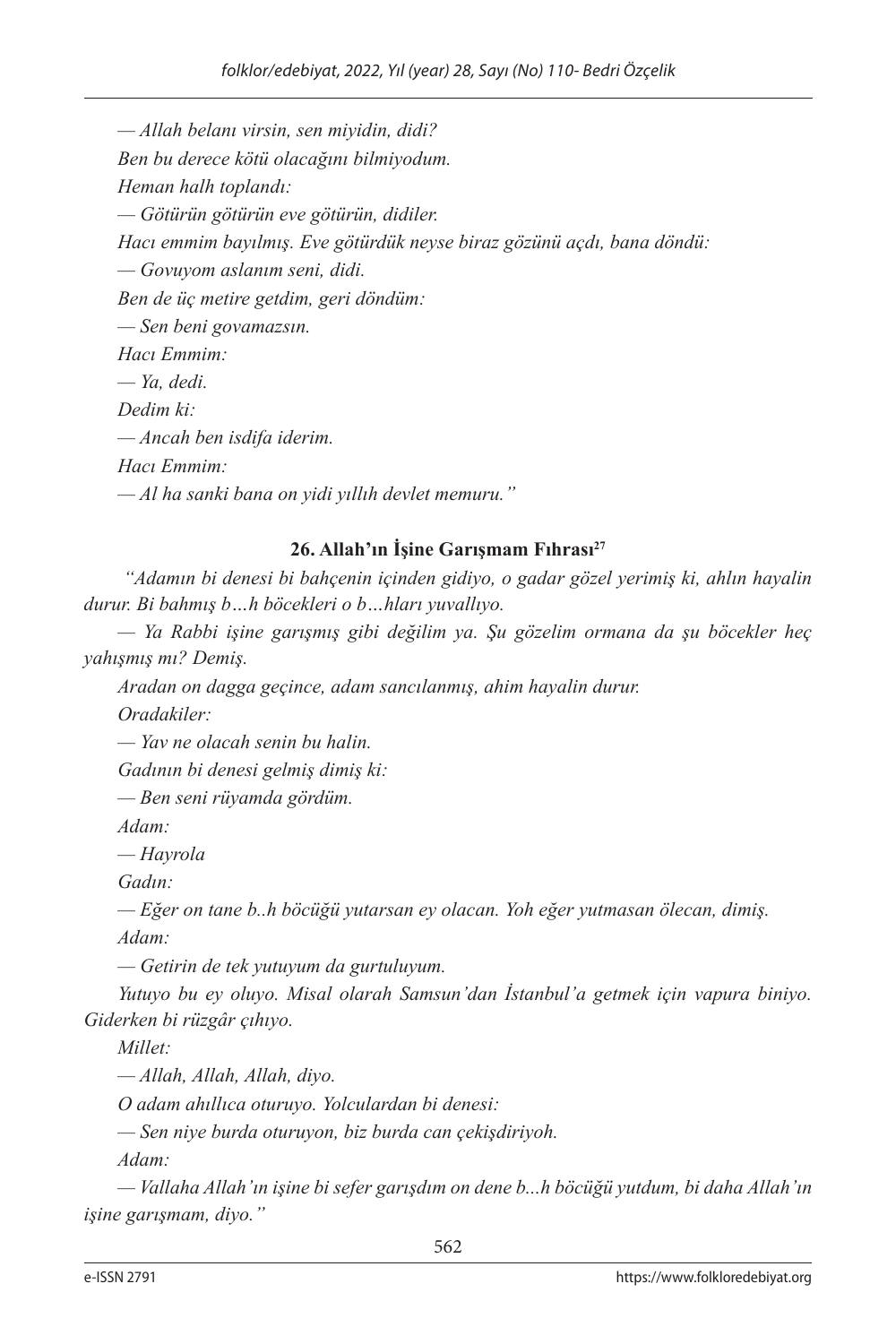*— Allah belanı virsin, sen miyidin, didi?*

*Ben bu derece kötü olacağını bilmiyodum.*

*Heman halh toplandı:*

*— Götürün götürün eve götürün, didiler.*

*Hacı emmim bayılmış. Eve götürdük neyse biraz gözünü açdı, bana döndü:*

*— Govuyom aslanım seni, didi.*

*Ben de üç metire getdim, geri döndüm:*

*— Sen beni govamazsın.*

*Hacı Emmim:*

*— Ya, dedi.*

*Dedim ki:*

*— Ancah ben isdifa iderim.*

*Hacı Emmim:*

*— Al ha sanki bana on yidi yıllıh devlet memuru."*

### 26. Allah'ın İşine Garışmam Fıhrası[27]

*"Adamın bi denesi bi bahçenin içinden gidiyo, o gadar gözel yerimiş ki, ahlın hayalin durur. Bi bahmış b…h böcekleri o b…hları yuvallıyo.*

*— Ya Rabbi işine garışmış gibi değilim ya. Şu gözelim ormana da şu böcekler heç yahışmış mı? Demiş.*

*Aradan on dagga geçince, adam sancılanmış, ahim hayalin durur.*

*Oradakiler:*

*— Yav ne olacah senin bu halin.*

*Gadının bi denesi gelmiş dimiş ki:*

*— Ben seni rüyamda gördüm.*

*Adam:*

*— Hayrola*

*Gadın:*

*— Eğer on tane b..h böcüğü yutarsan ey olacan. Yoh eğer yutmasan ölecan, dimiş.*

*Adam:*

*— Getirin de tek yutuyum da gurtuluyum.*

*Yutuyo bu ey oluyo. Misal olarah Samsun'dan İstanbul'a getmek için vapura biniyo. Giderken bi rüzgâr çıhıyo.*

*Millet:*

*— Allah, Allah, Allah, diyo.*

*O adam ahıllıca oturuyo. Yolculardan bi denesi:*

*— Sen niye burda oturuyon, biz burda can çekişdiriyoh.*

*Adam:*

*— Vallaha Allah'ın işine bi sefer garışdım on dene b...h böcüğü yutdum, bi daha Allah'ın işine garışmam, diyo."*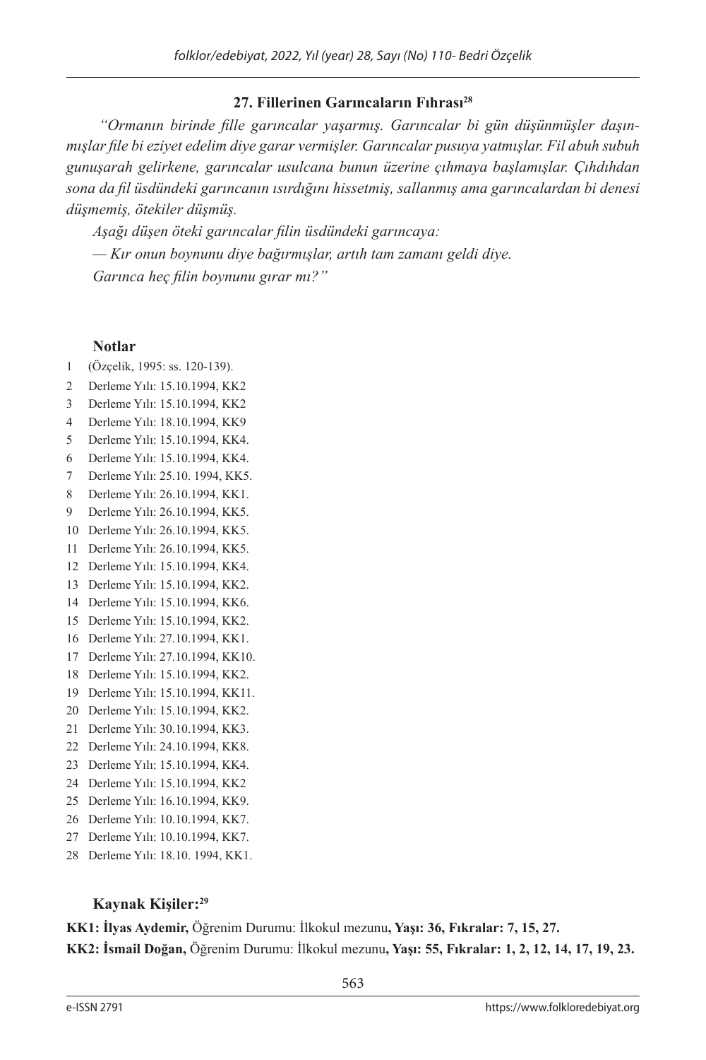### 27. Fillerinen Garıncaların Fıhrası[28]

*"Ormanın birinde fille garıncalar yaşarmış. Garıncalar bi gün düşünmüşler daşınmışlar file bi eziyet edelim diye garar vermişler. Garıncalar pusuya yatmışlar. Fil abuh subuh gunuşarah gelirkene, garıncalar usulcana bunun üzerine çıhmaya başlamışlar. Çıhdıhdan sona da fil üsdündeki garıncanın ısırdığını hissetmiş, sallanmış ama garıncalardan bi denesi düşmemiş, ötekiler düşmüş.*

*Aşağı düşen öteki garıncalar filin üsdündeki garıncaya:*

*— Kır onun boynunu diye bağırmışlar, artıh tam zamanı geldi diye.*

*Garınca heç filin boynunu gırar mı?"*

#### Notlar

1 (Özçelik, 1995: ss. 120-139).
2 Derleme Yılı: 15.10.1994, KK2
3 Derleme Yılı: 15.10.1994, KK2
4 Derleme Yılı: 18.10.1994, KK9
5 Derleme Yılı: 15.10.1994, KK4.
6 Derleme Yılı: 15.10.1994, KK4.
7 Derleme Yılı: 25.10. 1994, KK5.
8 Derleme Yılı: 26.10.1994, KK1.
9 Derleme Yılı: 26.10.1994, KK5.
10 Derleme Yılı: 26.10.1994, KK5.
11 Derleme Yılı: 26.10.1994, KK5.
12 Derleme Yılı: 15.10.1994, KK4.
13 Derleme Yılı: 15.10.1994, KK2.
14 Derleme Yılı: 15.10.1994, KK6.
15 Derleme Yılı: 15.10.1994, KK2.
16 Derleme Yılı: 27.10.1994, KK1.
17 Derleme Yılı: 27.10.1994, KK10.
18 Derleme Yılı: 15.10.1994, KK2.
19 Derleme Yılı: 15.10.1994, KK11.
20 Derleme Yılı: 15.10.1994, KK2.
21 Derleme Yılı: 30.10.1994, KK3.
22 Derleme Yılı: 24.10.1994, KK8.
23 Derleme Yılı: 15.10.1994, KK4.
24 Derleme Yılı: 15.10.1994, KK2
25 Derleme Yılı: 16.10.1994, KK9.
26 Derleme Yılı: 10.10.1994, KK7.
27 Derleme Yılı: 10.10.1994, KK7.
28 Derleme Yılı: 18.10. 1994, KK1.

#### Kaynak Kişiler:[29]

**KK1: İlyas Aydemir,** Öğrenim Durumu: İlkokul mezunu**, Yaşı: 36, Fıkralar: 7, 15, 27.**

**KK2: İsmail Doğan,** Öğrenim Durumu: İlkokul mezunu**, Yaşı: 55, Fıkralar: 1, 2, 12, 14, 17, 19, 23.**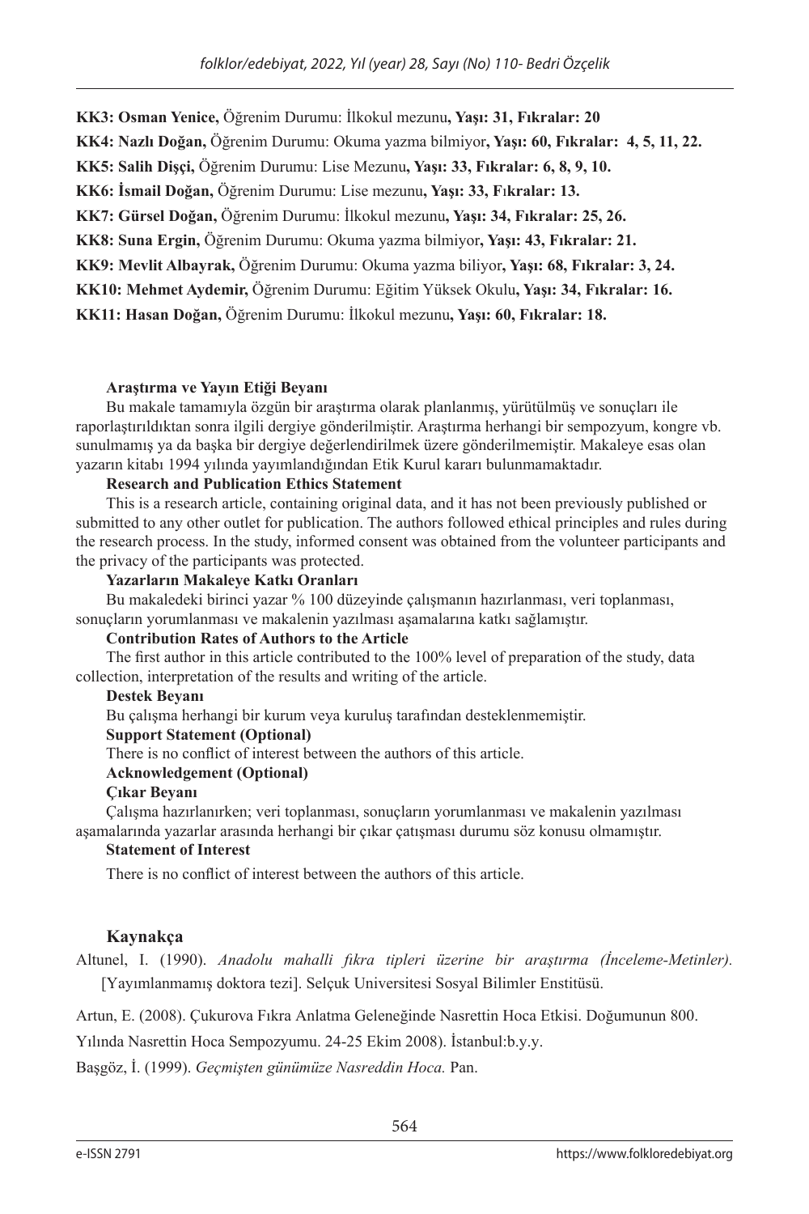**KK3: Osman Yenice,** Öğrenim Durumu: İlkokul mezunu**, Yaşı: 31, Fıkralar: 20**

**KK4: Nazlı Doğan,** Öğrenim Durumu: Okuma yazma bilmiyor**, Yaşı: 60, Fıkralar: 4, 5, 11, 22.**

**KK5: Salih Dişçi,** Öğrenim Durumu: Lise Mezunu**, Yaşı: 33, Fıkralar: 6, 8, 9, 10.**

**KK6: İsmail Doğan,** Öğrenim Durumu: Lise mezunu**, Yaşı: 33, Fıkralar: 13.**

**KK7: Gürsel Doğan,** Öğrenim Durumu: İlkokul mezunu**, Yaşı: 34, Fıkralar: 25, 26.**

**KK8: Suna Ergin,** Öğrenim Durumu: Okuma yazma bilmiyor**, Yaşı: 43, Fıkralar: 21.**

**KK9: Mevlit Albayrak,** Öğrenim Durumu: Okuma yazma biliyor**, Yaşı: 68, Fıkralar: 3, 24.**

**KK10: Mehmet Aydemir,** Öğrenim Durumu: Eğitim Yüksek Okulu**, Yaşı: 34, Fıkralar: 16.**

**KK11: Hasan Doğan,** Öğrenim Durumu: İlkokul mezunu**, Yaşı: 60, Fıkralar: 18.**

**Araştırma ve Yayın Etiği Beyanı**

Bu makale tamamıyla özgün bir araştırma olarak planlanmış, yürütülmüş ve sonuçları ile raporlaştırıldıktan sonra ilgili dergiye gönderilmiştir. Araştırma herhangi bir sempozyum, kongre vb. sunulmamış ya da başka bir dergiye değerlendirilmek üzere gönderilmemiştir. Makaleye esas olan yazarın kitabı 1994 yılında yayımlandığından Etik Kurul kararı bulunmamaktadır.

**Research and Publication Ethics Statement**

This is a research article, containing original data, and it has not been previously published or submitted to any other outlet for publication. The authors followed ethical principles and rules during the research process. In the study, informed consent was obtained from the volunteer participants and the privacy of the participants was protected.

**Yazarların Makaleye Katkı Oranları**

Bu makaledeki birinci yazar % 100 düzeyinde çalışmanın hazırlanması, veri toplanması, sonuçların yorumlanması ve makalenin yazılması aşamalarına katkı sağlamıştır.

**Contribution Rates of Authors to the Article**

The first author in this article contributed to the 100% level of preparation of the study, data collection, interpretation of the results and writing of the article.

**Destek Beyanı**

Bu çalışma herhangi bir kurum veya kuruluş tarafından desteklenmemiştir.

**Support Statement (Optional)**

There is no conflict of interest between the authors of this article.

**Acknowledgement (Optional)**

**Çıkar Beyanı**

Çalışma hazırlanırken; veri toplanması, sonuçların yorumlanması ve makalenin yazılması aşamalarında yazarlar arasında herhangi bir çıkar çatışması durumu söz konusu olmamıştır.

**Statement of Interest**

There is no conflict of interest between the authors of this article.

## Kaynakça

Altunel, I. (1990). *Anadolu mahalli fıkra tipleri üzerine bir araştırma (İnceleme-Metinler).* [Yayımlanmamış doktora tezi]. Selçuk Universitesi Sosyal Bilimler Enstitüsü.

Artun, E. (2008). Çukurova Fıkra Anlatma Geleneğinde Nasrettin Hoca Etkisi. Doğumunun 800. Yılında Nasrettin Hoca Sempozyumu. 24-25 Ekim 2008). İstanbul:b.y.y.

Başgöz, İ. (1999). *Geçmişten günümüze Nasreddin Hoca.* Pan.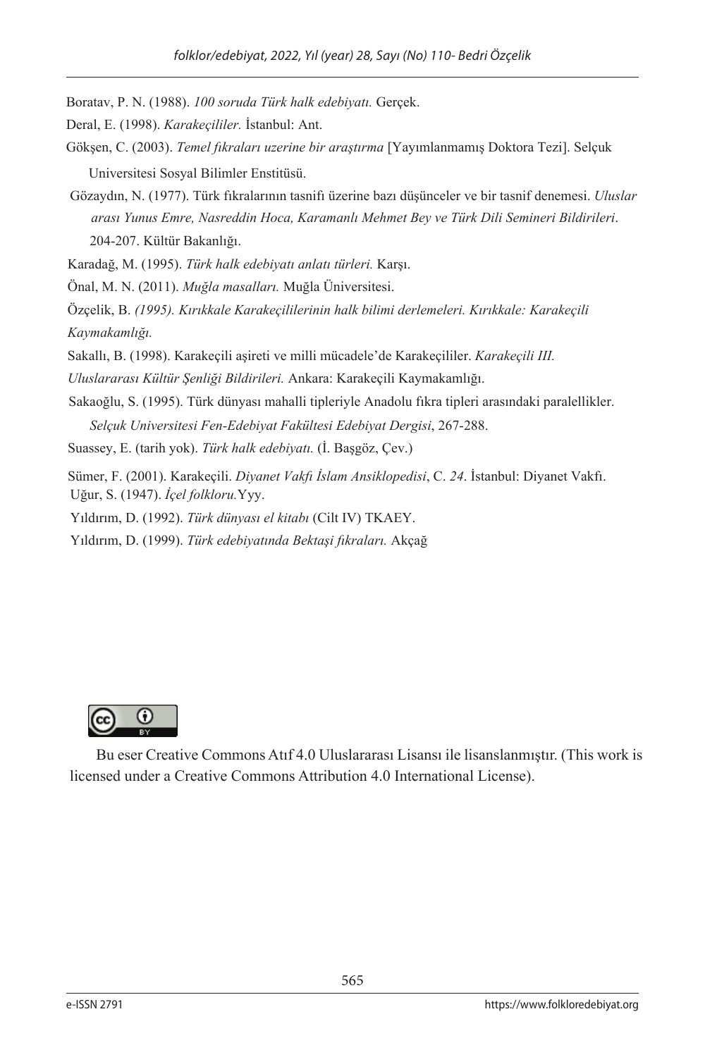Boratav, P. N. (1988). *100 soruda Türk halk edebiyatı.* Gerçek.

Deral, E. (1998). *Karakeçililer.* İstanbul: Ant.

Gökşen, C. (2003). *Temel fıkraları uzerine bir araştırma* [Yayımlanmamış Doktora Tezi]. Selçuk Universitesi Sosyal Bilimler Enstitüsü.

Gözaydın, N. (1977). Türk fıkralarının tasnifi üzerine bazı düşünceler ve bir tasnif denemesi. *Uluslar arası Yunus Emre, Nasreddin Hoca, Karamanlı Mehmet Bey ve Türk Dili Semineri Bildirileri*. 204-207. Kültür Bakanlığı.

Karadağ, M. (1995). *Türk halk edebiyatı anlatı türleri.* Karşı.

Önal, M. N. (2011). *Muğla masalları.* Muğla Üniversitesi.

Özçelik, B. *(1995). Kırıkkale Karakeçililerinin halk bilimi derlemeleri. Kırıkkale: Karakeçili Kaymakamlığı.*

Sakallı, B. (1998). Karakeçili aşireti ve milli mücadele'de Karakeçililer. *Karakeçili III. Uluslararası Kültür Şenliği Bildirileri.* Ankara: Karakeçili Kaymakamlığı.

Sakaoğlu, S. (1995). Türk dünyası mahalli tipleriyle Anadolu fıkra tipleri arasındaki paralellikler. *Selçuk Universitesi Fen-Edebiyat Fakültesi Edebiyat Dergisi*, 267-288.

Suassey, E. (tarih yok). *Türk halk edebiyatı.* (İ. Başgöz, Çev.)

Sümer, F. (2001). Karakeçili. *Diyanet Vakfı İslam Ansiklopedisi*, C. *24*. İstanbul: Diyanet Vakfı.

Uğur, S. (1947). *İçel folkloru.*Yyy.

Yıldırım, D. (1992). *Türk dünyası el kitabı* (Cilt IV) TKAEY.

Yıldırım, D. (1999). *Türk edebiyatında Bektaşi fıkraları.* Akçağ

Bu eser Creative Commons Atıf 4.0 Uluslararası Lisansı ile lisanslanmıştır. (This work is licensed under a Creative Commons Attribution 4.0 International License).